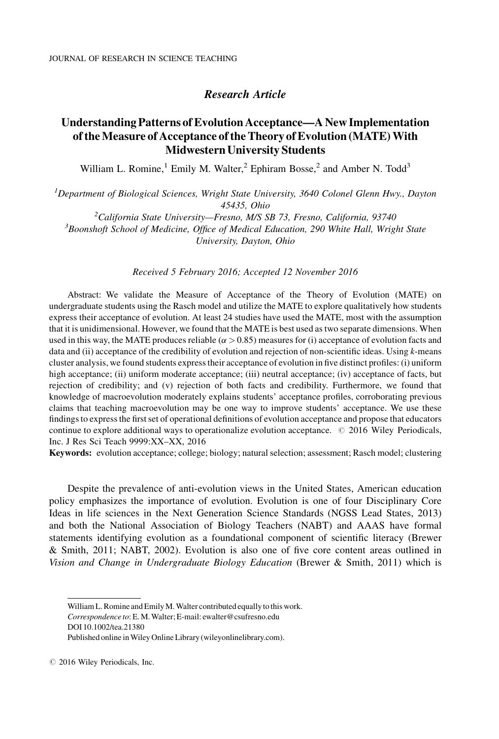Research Article

# Understanding Patterns of Evolution Acceptance—A New Implementation of the Measure of Acceptance of the Theory of Evolution (MATE) With Midwestern University Students

William L. Romine,[1] Emily M. Walter,[2] Ephiram Bosse,[2] and Amber N. Todd[3]

[1]*Department of Biological Sciences, Wright State University, 3640 Colonel Glenn Hwy., Dayton 45435, Ohio*

[2]*California State University—Fresno, M/S SB 73, Fresno, California, 93740*

[3]*Boonshoft School of Medicine, Office of Medical Education, 290 White Hall, Wright State University, Dayton, Ohio*

*Received 5 February 2016; Accepted 12 November 2016*

Abstract: We validate the Measure of Acceptance of the Theory of Evolution (MATE) on undergraduate students using the Rasch model and utilize the MATE to explore qualitatively how students express their acceptance of evolution. At least 24 studies have used the MATE, most with the assumption that it is unidimensional. However, we found that the MATE is best used as two separate dimensions. When used in this way, the MATE produces reliable ($\alpha > 0.85$) measures for (i) acceptance of evolution facts and data and (ii) acceptance of the credibility of evolution and rejection of non-scientific ideas. Using *k*-means cluster analysis, we found students express their acceptance of evolution in five distinct profiles: (i) uniform high acceptance; (ii) uniform moderate acceptance; (iii) neutral acceptance; (iv) acceptance of facts, but rejection of credibility; and (v) rejection of both facts and credibility. Furthermore, we found that knowledge of macroevolution moderately explains students' acceptance profiles, corroborating previous claims that teaching macroevolution may be one way to improve students' acceptance. We use these findings to express the first set of operational definitions of evolution acceptance and propose that educators continue to explore additional ways to operationalize evolution acceptance. © 2016 Wiley Periodicals, Inc. J Res Sci Teach 9999:XX–XX, 2016

**Keywords:** evolution acceptance; college; biology; natural selection; assessment; Rasch model; clustering

Despite the prevalence of anti-evolution views in the United States, American education policy emphasizes the importance of evolution. Evolution is one of four Disciplinary Core Ideas in life sciences in the Next Generation Science Standards (NGSS Lead States, 2013) and both the National Association of Biology Teachers (NABT) and AAAS have formal statements identifying evolution as a foundational component of scientific literacy (Brewer & Smith, 2011; NABT, 2002). Evolution is also one of five core content areas outlined in *Vision and Change in Undergraduate Biology Education* (Brewer & Smith, 2011) which is

William L. Romine and Emily M. Walter contributed equally to this work.
*Correspondence to*: E. M. Walter; E-mail: ewalter@csufresno.edu
DOI 10.1002/tea.21380
Published online in Wiley Online Library (wileyonlinelibrary.com).

© 2016 Wiley Periodicals, Inc.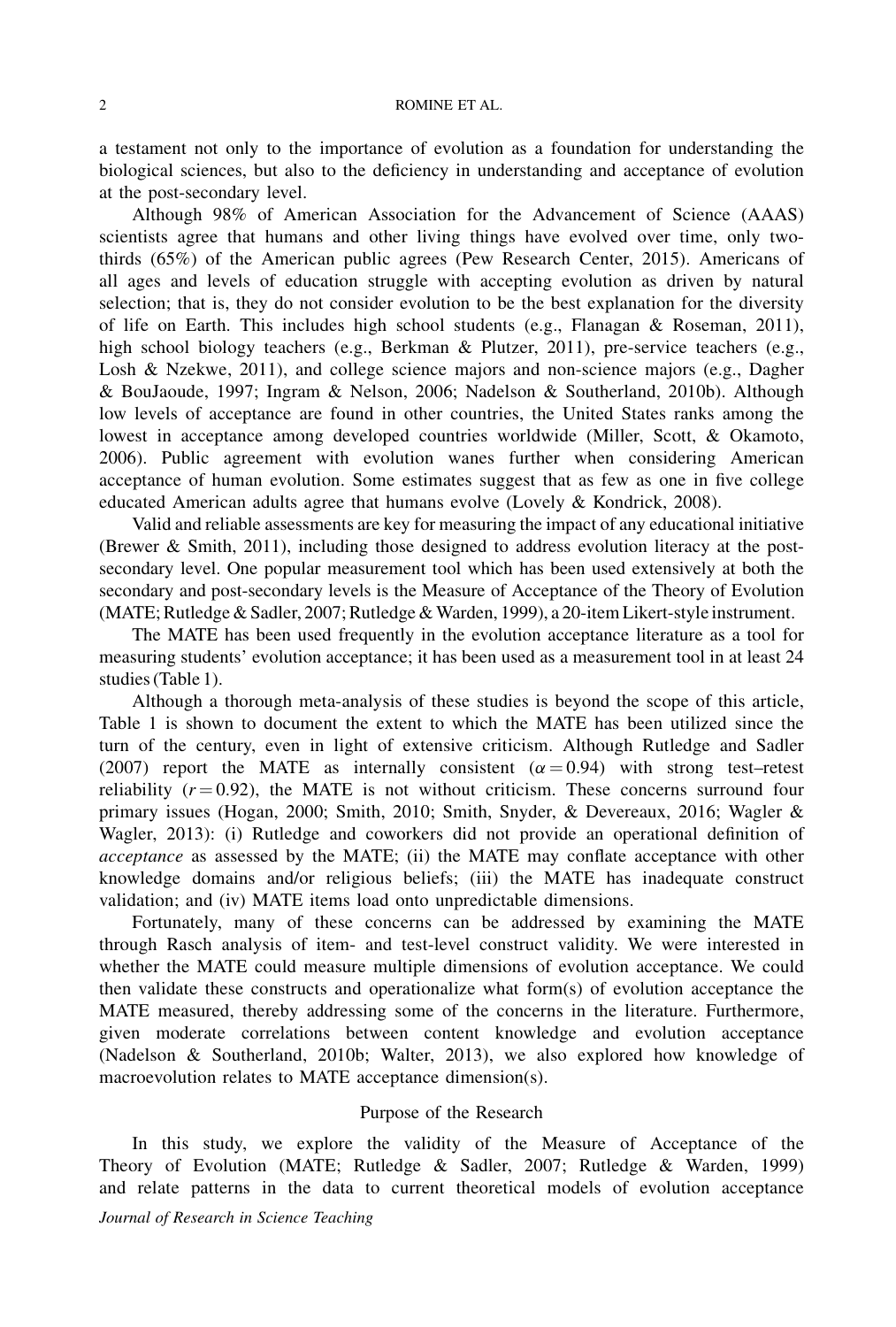a testament not only to the importance of evolution as a foundation for understanding the biological sciences, but also to the deficiency in understanding and acceptance of evolution at the post-secondary level.

Although 98% of American Association for the Advancement of Science (AAAS) scientists agree that humans and other living things have evolved over time, only two-thirds (65%) of the American public agrees (Pew Research Center, 2015). Americans of all ages and levels of education struggle with accepting evolution as driven by natural selection; that is, they do not consider evolution to be the best explanation for the diversity of life on Earth. This includes high school students (e.g., Flanagan & Roseman, 2011), high school biology teachers (e.g., Berkman & Plutzer, 2011), pre-service teachers (e.g., Losh & Nzekwe, 2011), and college science majors and non-science majors (e.g., Dagher & BouJaoude, 1997; Ingram & Nelson, 2006; Nadelson & Southerland, 2010b). Although low levels of acceptance are found in other countries, the United States ranks among the lowest in acceptance among developed countries worldwide (Miller, Scott, & Okamoto, 2006). Public agreement with evolution wanes further when considering American acceptance of human evolution. Some estimates suggest that as few as one in five college educated American adults agree that humans evolve (Lovely & Kondrick, 2008).

Valid and reliable assessments are key for measuring the impact of any educational initiative (Brewer & Smith, 2011), including those designed to address evolution literacy at the post-secondary level. One popular measurement tool which has been used extensively at both the secondary and post-secondary levels is the Measure of Acceptance of the Theory of Evolution (MATE; Rutledge & Sadler, 2007; Rutledge & Warden, 1999), a 20-item Likert-style instrument.

The MATE has been used frequently in the evolution acceptance literature as a tool for measuring students' evolution acceptance; it has been used as a measurement tool in at least 24 studies (Table 1).

Although a thorough meta-analysis of these studies is beyond the scope of this article, Table 1 is shown to document the extent to which the MATE has been utilized since the turn of the century, even in light of extensive criticism. Although Rutledge and Sadler (2007) report the MATE as internally consistent ($\alpha = 0.94$) with strong test–retest reliability ($r = 0.92$), the MATE is not without criticism. These concerns surround four primary issues (Hogan, 2000; Smith, 2010; Smith, Snyder, & Devereaux, 2016; Wagler & Wagler, 2013): (i) Rutledge and coworkers did not provide an operational definition of *acceptance* as assessed by the MATE; (ii) the MATE may conflate acceptance with other knowledge domains and/or religious beliefs; (iii) the MATE has inadequate construct validation; and (iv) MATE items load onto unpredictable dimensions.

Fortunately, many of these concerns can be addressed by examining the MATE through Rasch analysis of item- and test-level construct validity. We were interested in whether the MATE could measure multiple dimensions of evolution acceptance. We could then validate these constructs and operationalize what form(s) of evolution acceptance the MATE measured, thereby addressing some of the concerns in the literature. Furthermore, given moderate correlations between content knowledge and evolution acceptance (Nadelson & Southerland, 2010b; Walter, 2013), we also explored how knowledge of macroevolution relates to MATE acceptance dimension(s).

## Purpose of the Research

In this study, we explore the validity of the Measure of Acceptance of the Theory of Evolution (MATE; Rutledge & Sadler, 2007; Rutledge & Warden, 1999) and relate patterns in the data to current theoretical models of evolution acceptance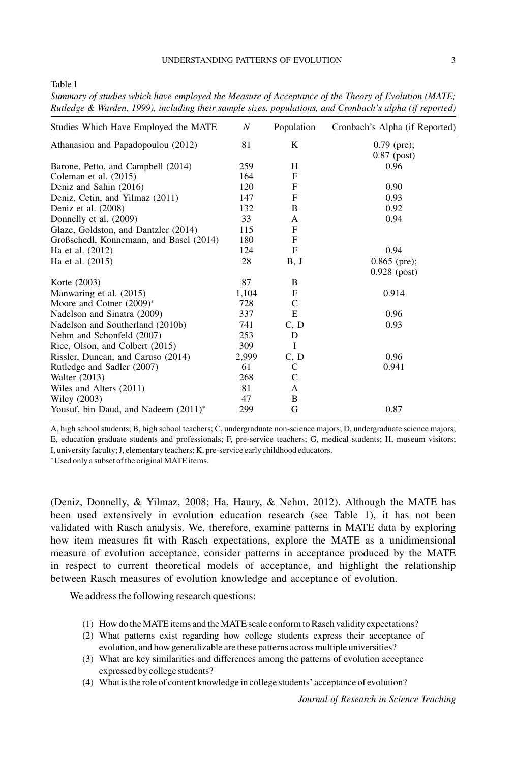Table 1

*Summary of studies which have employed the Measure of Acceptance of the Theory of Evolution (MATE; Rutledge & Warden, 1999), including their sample sizes, populations, and Cronbach's alpha (if reported)*

| Studies Which Have Employed the MATE | *N* | Population | Cronbach's Alpha (if Reported) |
|---|---|---|---|
| Athanasiou and Papadopoulou (2012) | 81 | K | 0.79 (pre); 0.87 (post) |
| Barone, Petto, and Campbell (2014) | 259 | H | 0.96 |
| Coleman et al. (2015) | 164 | F | |
| Deniz and Sahin (2016) | 120 | F | 0.90 |
| Deniz, Cetin, and Yilmaz (2011) | 147 | F | 0.93 |
| Deniz et al. (2008) | 132 | B | 0.92 |
| Donnelly et al. (2009) | 33 | A | 0.94 |
| Glaze, Goldston, and Dantzler (2014) | 115 | F | |
| Großschedl, Konnemann, and Basel (2014) | 180 | F | |
| Ha et al. (2012) | 124 | F | 0.94 |
| Ha et al. (2015) | 28 | B, J | 0.865 (pre); 0.928 (post) |
| Korte (2003) | 87 | B | |
| Manwaring et al. (2015) | 1,104 | F | 0.914 |
| Moore and Cotner (2009)* | 728 | C | |
| Nadelson and Sinatra (2009) | 337 | E | 0.96 |
| Nadelson and Southerland (2010b) | 741 | C, D | 0.93 |
| Nehm and Schonfeld (2007) | 253 | D | |
| Rice, Olson, and Colbert (2015) | 309 | I | |
| Rissler, Duncan, and Caruso (2014) | 2,999 | C, D | 0.96 |
| Rutledge and Sadler (2007) | 61 | C | 0.941 |
| Walter (2013) | 268 | C | |
| Wiles and Alters (2011) | 81 | A | |
| Wiley (2003) | 47 | B | |
| Yousuf, bin Daud, and Nadeem (2011)* | 299 | G | 0.87 |

A, high school students; B, high school teachers; C, undergraduate non-science majors; D, undergraduate science majors; E, education graduate students and professionals; F, pre-service teachers; G, medical students; H, museum visitors; I, university faculty; J, elementary teachers; K, pre-service early childhood educators.

*Used only a subset of the original MATE items.

(Deniz, Donnelly, & Yilmaz, 2008; Ha, Haury, & Nehm, 2012). Although the MATE has been used extensively in evolution education research (see Table 1), it has not been validated with Rasch analysis. We, therefore, examine patterns in MATE data by exploring how item measures fit with Rasch expectations, explore the MATE as a unidimensional measure of evolution acceptance, consider patterns in acceptance produced by the MATE in respect to current theoretical models of acceptance, and highlight the relationship between Rasch measures of evolution knowledge and acceptance of evolution.

We address the following research questions:

1. How do the MATE items and the MATE scale conform to Rasch validity expectations?
2. What patterns exist regarding how college students express their acceptance of evolution, and how generalizable are these patterns across multiple universities?
3. What are key similarities and differences among the patterns of evolution acceptance expressed by college students?
4. What is the role of content knowledge in college students' acceptance of evolution?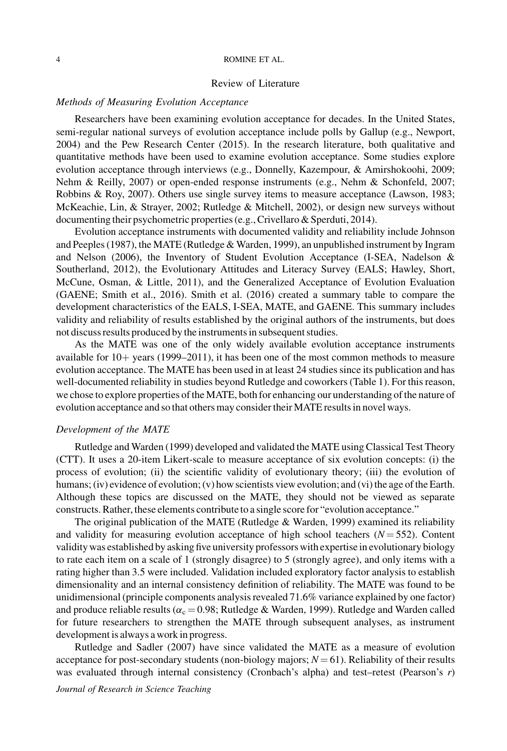## Review of Literature

### *Methods of Measuring Evolution Acceptance*

Researchers have been examining evolution acceptance for decades. In the United States, semi-regular national surveys of evolution acceptance include polls by Gallup (e.g., Newport, 2004) and the Pew Research Center (2015). In the research literature, both qualitative and quantitative methods have been used to examine evolution acceptance. Some studies explore evolution acceptance through interviews (e.g., Donnelly, Kazempour, & Amirshokoohi, 2009; Nehm & Reilly, 2007) or open-ended response instruments (e.g., Nehm & Schonfeld, 2007; Robbins & Roy, 2007). Others use single survey items to measure acceptance (Lawson, 1983; McKeachie, Lin, & Strayer, 2002; Rutledge & Mitchell, 2002), or design new surveys without documenting their psychometric properties (e.g., Crivellaro & Sperduti, 2014).

Evolution acceptance instruments with documented validity and reliability include Johnson and Peeples (1987), the MATE (Rutledge & Warden, 1999), an unpublished instrument by Ingram and Nelson (2006), the Inventory of Student Evolution Acceptance (I-SEA, Nadelson & Southerland, 2012), the Evolutionary Attitudes and Literacy Survey (EALS; Hawley, Short, McCune, Osman, & Little, 2011), and the Generalized Acceptance of Evolution Evaluation (GAENE; Smith et al., 2016). Smith et al. (2016) created a summary table to compare the development characteristics of the EALS, I-SEA, MATE, and GAENE. This summary includes validity and reliability of results established by the original authors of the instruments, but does not discuss results produced by the instruments in subsequent studies.

As the MATE was one of the only widely available evolution acceptance instruments available for 10+ years (1999–2011), it has been one of the most common methods to measure evolution acceptance. The MATE has been used in at least 24 studies since its publication and has well-documented reliability in studies beyond Rutledge and coworkers (Table 1). For this reason, we chose to explore properties of the MATE, both for enhancing our understanding of the nature of evolution acceptance and so that others may consider their MATE results in novel ways.

### *Development of the MATE*

Rutledge and Warden (1999) developed and validated the MATE using Classical Test Theory (CTT). It uses a 20-item Likert-scale to measure acceptance of six evolution concepts: (i) the process of evolution; (ii) the scientific validity of evolutionary theory; (iii) the evolution of humans; (iv) evidence of evolution; (v) how scientists view evolution; and (vi) the age of the Earth. Although these topics are discussed on the MATE, they should not be viewed as separate constructs. Rather, these elements contribute to a single score for "evolution acceptance."

The original publication of the MATE (Rutledge & Warden, 1999) examined its reliability and validity for measuring evolution acceptance of high school teachers ($N = 552$). Content validity was established by asking five university professors with expertise in evolutionary biology to rate each item on a scale of 1 (strongly disagree) to 5 (strongly agree), and only items with a rating higher than 3.5 were included. Validation included exploratory factor analysis to establish dimensionality and an internal consistency definition of reliability. The MATE was found to be unidimensional (principle components analysis revealed 71.6% variance explained by one factor) and produce reliable results ($\alpha_c = 0.98$; Rutledge & Warden, 1999). Rutledge and Warden called for future researchers to strengthen the MATE through subsequent analyses, as instrument development is always a work in progress.

Rutledge and Sadler (2007) have since validated the MATE as a measure of evolution acceptance for post-secondary students (non-biology majors; $N = 61$). Reliability of their results was evaluated through internal consistency (Cronbach's alpha) and test–retest (Pearson's $r$)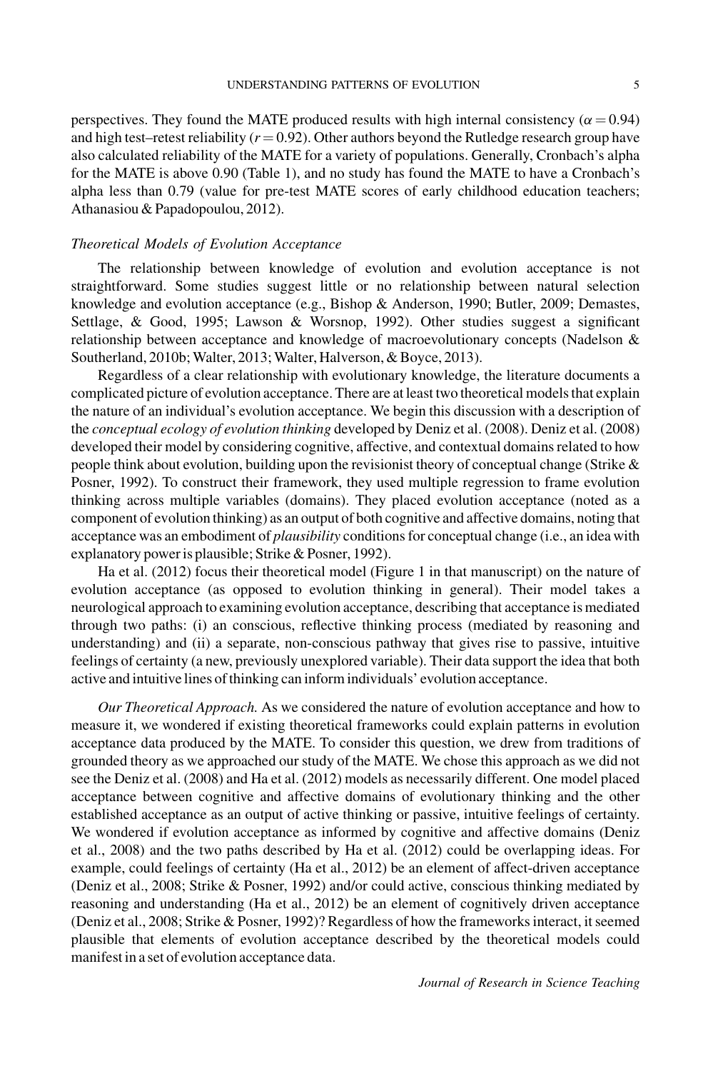perspectives. They found the MATE produced results with high internal consistency ($\alpha = 0.94$) and high test–retest reliability ($r = 0.92$). Other authors beyond the Rutledge research group have also calculated reliability of the MATE for a variety of populations. Generally, Cronbach's alpha for the MATE is above 0.90 (Table 1), and no study has found the MATE to have a Cronbach's alpha less than 0.79 (value for pre-test MATE scores of early childhood education teachers; Athanasiou & Papadopoulou, 2012).

### *Theoretical Models of Evolution Acceptance*

The relationship between knowledge of evolution and evolution acceptance is not straightforward. Some studies suggest little or no relationship between natural selection knowledge and evolution acceptance (e.g., Bishop & Anderson, 1990; Butler, 2009; Demastes, Settlage, & Good, 1995; Lawson & Worsnop, 1992). Other studies suggest a significant relationship between acceptance and knowledge of macroevolutionary concepts (Nadelson & Southerland, 2010b; Walter, 2013; Walter, Halverson, & Boyce, 2013).

Regardless of a clear relationship with evolutionary knowledge, the literature documents a complicated picture of evolution acceptance. There are at least two theoretical models that explain the nature of an individual's evolution acceptance. We begin this discussion with a description of the *conceptual ecology of evolution thinking* developed by Deniz et al. (2008). Deniz et al. (2008) developed their model by considering cognitive, affective, and contextual domains related to how people think about evolution, building upon the revisionist theory of conceptual change (Strike & Posner, 1992). To construct their framework, they used multiple regression to frame evolution thinking across multiple variables (domains). They placed evolution acceptance (noted as a component of evolution thinking) as an output of both cognitive and affective domains, noting that acceptance was an embodiment of *plausibility* conditions for conceptual change (i.e., an idea with explanatory power is plausible; Strike & Posner, 1992).

Ha et al. (2012) focus their theoretical model (Figure 1 in that manuscript) on the nature of evolution acceptance (as opposed to evolution thinking in general). Their model takes a neurological approach to examining evolution acceptance, describing that acceptance is mediated through two paths: (i) an conscious, reflective thinking process (mediated by reasoning and understanding) and (ii) a separate, non-conscious pathway that gives rise to passive, intuitive feelings of certainty (a new, previously unexplored variable). Their data support the idea that both active and intuitive lines of thinking can inform individuals' evolution acceptance.

*Our Theoretical Approach.* As we considered the nature of evolution acceptance and how to measure it, we wondered if existing theoretical frameworks could explain patterns in evolution acceptance data produced by the MATE. To consider this question, we drew from traditions of grounded theory as we approached our study of the MATE. We chose this approach as we did not see the Deniz et al. (2008) and Ha et al. (2012) models as necessarily different. One model placed acceptance between cognitive and affective domains of evolutionary thinking and the other established acceptance as an output of active thinking or passive, intuitive feelings of certainty. We wondered if evolution acceptance as informed by cognitive and affective domains (Deniz et al., 2008) and the two paths described by Ha et al. (2012) could be overlapping ideas. For example, could feelings of certainty (Ha et al., 2012) be an element of affect-driven acceptance (Deniz et al., 2008; Strike & Posner, 1992) and/or could active, conscious thinking mediated by reasoning and understanding (Ha et al., 2012) be an element of cognitively driven acceptance (Deniz et al., 2008; Strike & Posner, 1992)? Regardless of how the frameworks interact, it seemed plausible that elements of evolution acceptance described by the theoretical models could manifest in a set of evolution acceptance data.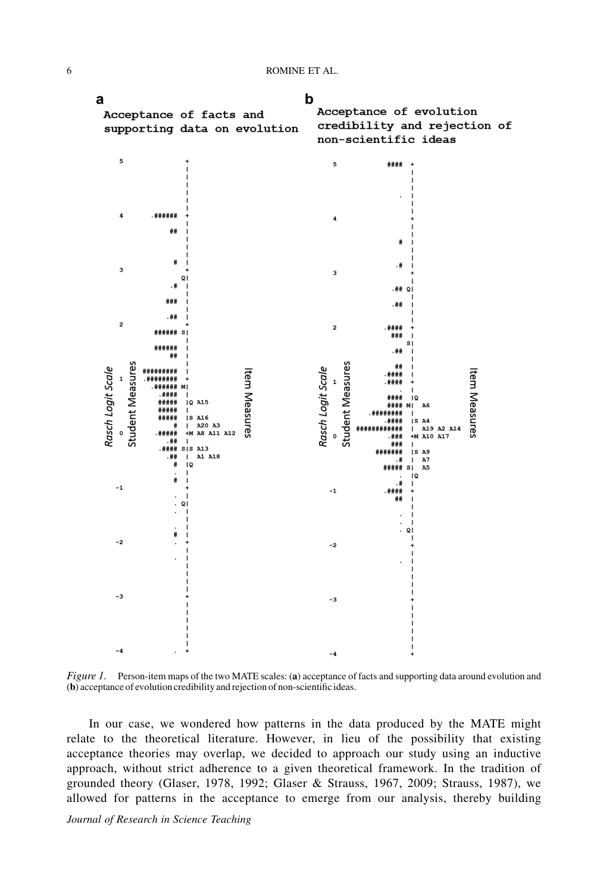**a** Acceptance of facts and supporting data on evolution

**b** Acceptance of evolution credibility and rejection of non-scientific ideas

*Figure 1.* Person-item maps of the two MATE scales: (**a**) acceptance of facts and supporting data around evolution and (**b**) acceptance of evolution credibility and rejection of non-scientific ideas.

In our case, we wondered how patterns in the data produced by the MATE might relate to the theoretical literature. However, in lieu of the possibility that existing acceptance theories may overlap, we decided to approach our study using an inductive approach, without strict adherence to a given theoretical framework. In the tradition of grounded theory (Glaser, 1978, 1992; Glaser & Strauss, 1967, 2009; Strauss, 1987), we allowed for patterns in the acceptance to emerge from our analysis, thereby building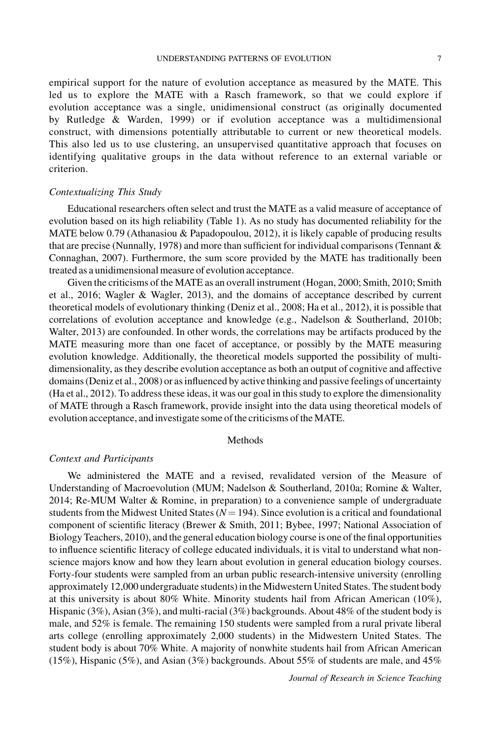empirical support for the nature of evolution acceptance as measured by the MATE. This led us to explore the MATE with a Rasch framework, so that we could explore if evolution acceptance was a single, unidimensional construct (as originally documented by Rutledge & Warden, 1999) or if evolution acceptance was a multidimensional construct, with dimensions potentially attributable to current or new theoretical models. This also led us to use clustering, an unsupervised quantitative approach that focuses on identifying qualitative groups in the data without reference to an external variable or criterion.

### *Contextualizing This Study*

Educational researchers often select and trust the MATE as a valid measure of acceptance of evolution based on its high reliability (Table 1). As no study has documented reliability for the MATE below 0.79 (Athanasiou & Papadopoulou, 2012), it is likely capable of producing results that are precise (Nunnally, 1978) and more than sufficient for individual comparisons (Tennant & Connaghan, 2007). Furthermore, the sum score provided by the MATE has traditionally been treated as a unidimensional measure of evolution acceptance.

Given the criticisms of the MATE as an overall instrument (Hogan, 2000; Smith, 2010; Smith et al., 2016; Wagler & Wagler, 2013), and the domains of acceptance described by current theoretical models of evolutionary thinking (Deniz et al., 2008; Ha et al., 2012), it is possible that correlations of evolution acceptance and knowledge (e.g., Nadelson & Southerland, 2010b; Walter, 2013) are confounded. In other words, the correlations may be artifacts produced by the MATE measuring more than one facet of acceptance, or possibly by the MATE measuring evolution knowledge. Additionally, the theoretical models supported the possibility of multi-dimensionality, as they describe evolution acceptance as both an output of cognitive and affective domains (Deniz et al., 2008) or as influenced by active thinking and passive feelings of uncertainty (Ha et al., 2012). To address these ideas, it was our goal in this study to explore the dimensionality of MATE through a Rasch framework, provide insight into the data using theoretical models of evolution acceptance, and investigate some of the criticisms of the MATE.

## Methods

### *Context and Participants*

We administered the MATE and a revised, revalidated version of the Measure of Understanding of Macroevolution (MUM; Nadelson & Southerland, 2010a; Romine & Walter, 2014; Re-MUM Walter & Romine, in preparation) to a convenience sample of undergraduate students from the Midwest United States ($N = 194$). Since evolution is a critical and foundational component of scientific literacy (Brewer & Smith, 2011; Bybee, 1997; National Association of Biology Teachers, 2010), and the general education biology course is one of the final opportunities to influence scientific literacy of college educated individuals, it is vital to understand what non-science majors know and how they learn about evolution in general education biology courses. Forty-four students were sampled from an urban public research-intensive university (enrolling approximately 12,000 undergraduate students) in the Midwestern United States. The student body at this university is about 80% White. Minority students hail from African American (10%), Hispanic (3%), Asian (3%), and multi-racial (3%) backgrounds. About 48% of the student body is male, and 52% is female. The remaining 150 students were sampled from a rural private liberal arts college (enrolling approximately 2,000 students) in the Midwestern United States. The student body is about 70% White. A majority of nonwhite students hail from African American (15%), Hispanic (5%), and Asian (3%) backgrounds. About 55% of students are male, and 45%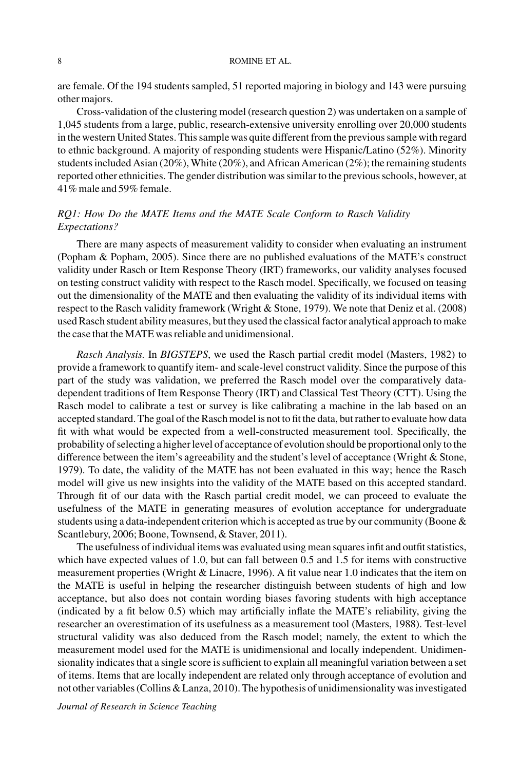are female. Of the 194 students sampled, 51 reported majoring in biology and 143 were pursuing other majors.

Cross-validation of the clustering model (research question 2) was undertaken on a sample of 1,045 students from a large, public, research-extensive university enrolling over 20,000 students in the western United States. This sample was quite different from the previous sample with regard to ethnic background. A majority of responding students were Hispanic/Latino (52%). Minority students included Asian (20%), White (20%), and African American (2%); the remaining students reported other ethnicities. The gender distribution was similar to the previous schools, however, at 41% male and 59% female.

### *RQ1: How Do the MATE Items and the MATE Scale Conform to Rasch Validity Expectations?*

There are many aspects of measurement validity to consider when evaluating an instrument (Popham & Popham, 2005). Since there are no published evaluations of the MATE's construct validity under Rasch or Item Response Theory (IRT) frameworks, our validity analyses focused on testing construct validity with respect to the Rasch model. Specifically, we focused on teasing out the dimensionality of the MATE and then evaluating the validity of its individual items with respect to the Rasch validity framework (Wright & Stone, 1979). We note that Deniz et al. (2008) used Rasch student ability measures, but they used the classical factor analytical approach to make the case that the MATE was reliable and unidimensional.

*Rasch Analysis.* In *BIGSTEPS*, we used the Rasch partial credit model (Masters, 1982) to provide a framework to quantify item- and scale-level construct validity. Since the purpose of this part of the study was validation, we preferred the Rasch model over the comparatively data-dependent traditions of Item Response Theory (IRT) and Classical Test Theory (CTT). Using the Rasch model to calibrate a test or survey is like calibrating a machine in the lab based on an accepted standard. The goal of the Rasch model is not to fit the data, but rather to evaluate how data fit with what would be expected from a well-constructed measurement tool. Specifically, the probability of selecting a higher level of acceptance of evolution should be proportional only to the difference between the item's agreeability and the student's level of acceptance (Wright & Stone, 1979). To date, the validity of the MATE has not been evaluated in this way; hence the Rasch model will give us new insights into the validity of the MATE based on this accepted standard. Through fit of our data with the Rasch partial credit model, we can proceed to evaluate the usefulness of the MATE in generating measures of evolution acceptance for undergraduate students using a data-independent criterion which is accepted as true by our community (Boone & Scantlebury, 2006; Boone, Townsend, & Staver, 2011).

The usefulness of individual items was evaluated using mean squares infit and outfit statistics, which have expected values of 1.0, but can fall between 0.5 and 1.5 for items with constructive measurement properties (Wright & Linacre, 1996). A fit value near 1.0 indicates that the item on the MATE is useful in helping the researcher distinguish between students of high and low acceptance, but also does not contain wording biases favoring students with high acceptance (indicated by a fit below 0.5) which may artificially inflate the MATE's reliability, giving the researcher an overestimation of its usefulness as a measurement tool (Masters, 1988). Test-level structural validity was also deduced from the Rasch model; namely, the extent to which the measurement model used for the MATE is unidimensional and locally independent. Unidimensionality indicates that a single score is sufficient to explain all meaningful variation between a set of items. Items that are locally independent are related only through acceptance of evolution and not other variables (Collins & Lanza, 2010). The hypothesis of unidimensionality was investigated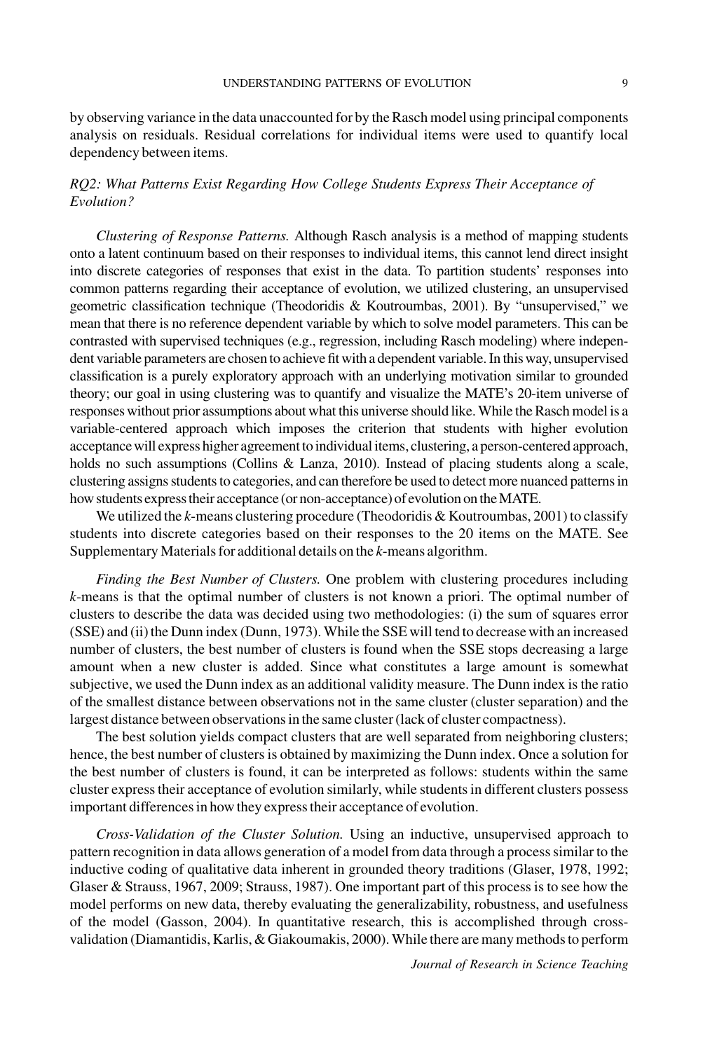by observing variance in the data unaccounted for by the Rasch model using principal components analysis on residuals. Residual correlations for individual items were used to quantify local dependency between items.

### *RQ2: What Patterns Exist Regarding How College Students Express Their Acceptance of Evolution?*

*Clustering of Response Patterns.* Although Rasch analysis is a method of mapping students onto a latent continuum based on their responses to individual items, this cannot lend direct insight into discrete categories of responses that exist in the data. To partition students' responses into common patterns regarding their acceptance of evolution, we utilized clustering, an unsupervised geometric classification technique (Theodoridis & Koutroumbas, 2001). By "unsupervised," we mean that there is no reference dependent variable by which to solve model parameters. This can be contrasted with supervised techniques (e.g., regression, including Rasch modeling) where independent variable parameters are chosen to achieve fit with a dependent variable. In this way, unsupervised classification is a purely exploratory approach with an underlying motivation similar to grounded theory; our goal in using clustering was to quantify and visualize the MATE's 20-item universe of responses without prior assumptions about what this universe should like. While the Rasch model is a variable-centered approach which imposes the criterion that students with higher evolution acceptance will express higher agreement to individual items, clustering, a person-centered approach, holds no such assumptions (Collins & Lanza, 2010). Instead of placing students along a scale, clustering assigns students to categories, and can therefore be used to detect more nuanced patterns in how students express their acceptance (or non-acceptance) of evolution on the MATE.

We utilized the *k*-means clustering procedure (Theodoridis & Koutroumbas, 2001) to classify students into discrete categories based on their responses to the 20 items on the MATE. See Supplementary Materials for additional details on the *k*-means algorithm.

*Finding the Best Number of Clusters.* One problem with clustering procedures including *k*-means is that the optimal number of clusters is not known a priori. The optimal number of clusters to describe the data was decided using two methodologies: (i) the sum of squares error (SSE) and (ii) the Dunn index (Dunn, 1973). While the SSE will tend to decrease with an increased number of clusters, the best number of clusters is found when the SSE stops decreasing a large amount when a new cluster is added. Since what constitutes a large amount is somewhat subjective, we used the Dunn index as an additional validity measure. The Dunn index is the ratio of the smallest distance between observations not in the same cluster (cluster separation) and the largest distance between observations in the same cluster (lack of cluster compactness).

The best solution yields compact clusters that are well separated from neighboring clusters; hence, the best number of clusters is obtained by maximizing the Dunn index. Once a solution for the best number of clusters is found, it can be interpreted as follows: students within the same cluster express their acceptance of evolution similarly, while students in different clusters possess important differences in how they express their acceptance of evolution.

*Cross-Validation of the Cluster Solution.* Using an inductive, unsupervised approach to pattern recognition in data allows generation of a model from data through a process similar to the inductive coding of qualitative data inherent in grounded theory traditions (Glaser, 1978, 1992; Glaser & Strauss, 1967, 2009; Strauss, 1987). One important part of this process is to see how the model performs on new data, thereby evaluating the generalizability, robustness, and usefulness of the model (Gasson, 2004). In quantitative research, this is accomplished through cross-validation (Diamantidis, Karlis, & Giakoumakis, 2000). While there are many methods to perform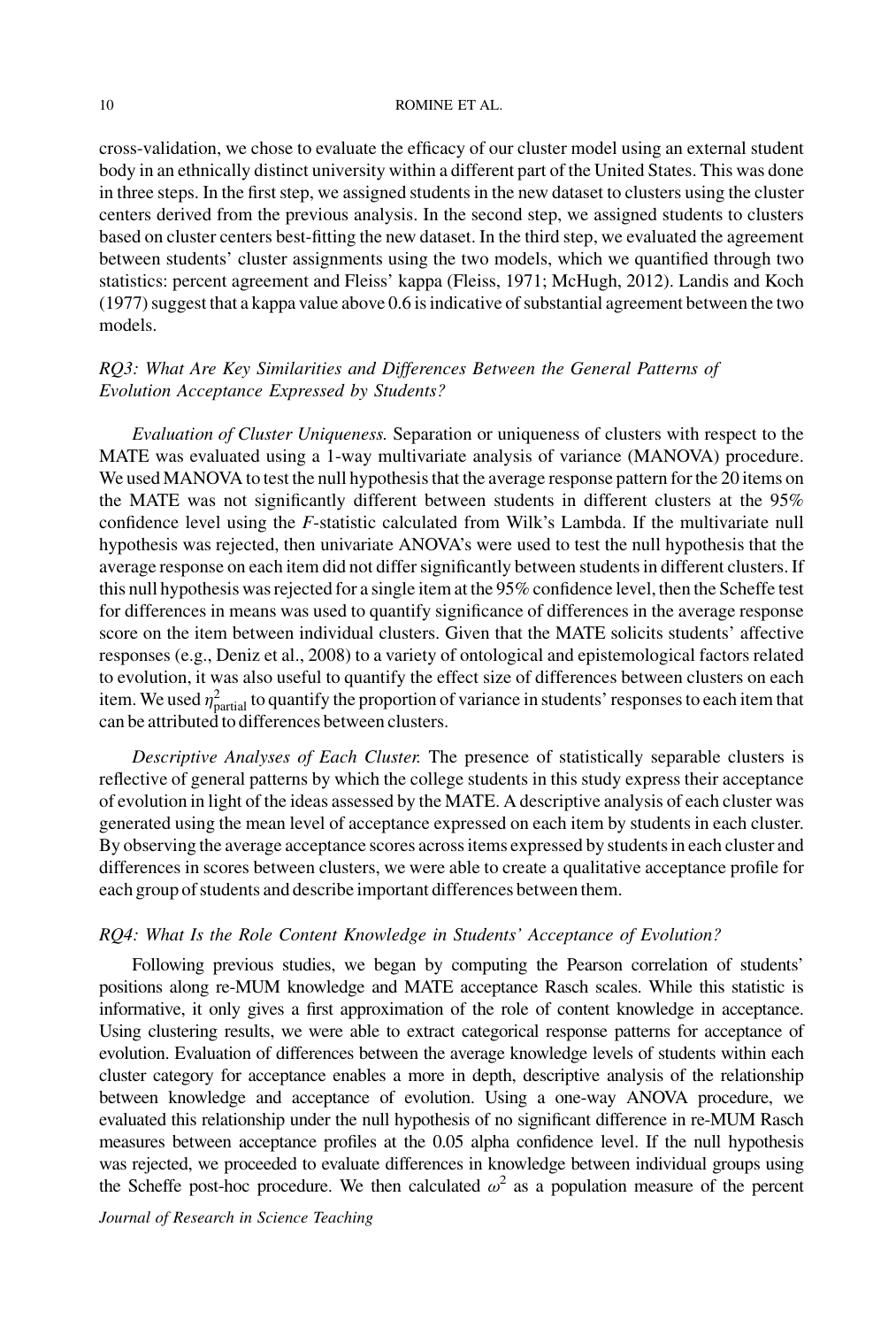cross-validation, we chose to evaluate the efficacy of our cluster model using an external student body in an ethnically distinct university within a different part of the United States. This was done in three steps. In the first step, we assigned students in the new dataset to clusters using the cluster centers derived from the previous analysis. In the second step, we assigned students to clusters based on cluster centers best-fitting the new dataset. In the third step, we evaluated the agreement between students' cluster assignments using the two models, which we quantified through two statistics: percent agreement and Fleiss' kappa (Fleiss, 1971; McHugh, 2012). Landis and Koch (1977) suggest that a kappa value above 0.6 is indicative of substantial agreement between the two models.

### *RQ3: What Are Key Similarities and Differences Between the General Patterns of Evolution Acceptance Expressed by Students?*

*Evaluation of Cluster Uniqueness.* Separation or uniqueness of clusters with respect to the MATE was evaluated using a 1-way multivariate analysis of variance (MANOVA) procedure. We used MANOVA to test the null hypothesis that the average response pattern for the 20 items on the MATE was not significantly different between students in different clusters at the 95% confidence level using the *F*-statistic calculated from Wilk's Lambda. If the multivariate null hypothesis was rejected, then univariate ANOVA's were used to test the null hypothesis that the average response on each item did not differ significantly between students in different clusters. If this null hypothesis was rejected for a single item at the 95% confidence level, then the Scheffe test for differences in means was used to quantify significance of differences in the average response score on the item between individual clusters. Given that the MATE solicits students' affective responses (e.g., Deniz et al., 2008) to a variety of ontological and epistemological factors related to evolution, it was also useful to quantify the effect size of differences between clusters on each item. We used $\eta^2_{\text{partial}}$ to quantify the proportion of variance in students' responses to each item that can be attributed to differences between clusters.

*Descriptive Analyses of Each Cluster.* The presence of statistically separable clusters is reflective of general patterns by which the college students in this study express their acceptance of evolution in light of the ideas assessed by the MATE. A descriptive analysis of each cluster was generated using the mean level of acceptance expressed on each item by students in each cluster. By observing the average acceptance scores across items expressed by students in each cluster and differences in scores between clusters, we were able to create a qualitative acceptance profile for each group of students and describe important differences between them.

### *RQ4: What Is the Role Content Knowledge in Students' Acceptance of Evolution?*

Following previous studies, we began by computing the Pearson correlation of students' positions along re-MUM knowledge and MATE acceptance Rasch scales. While this statistic is informative, it only gives a first approximation of the role of content knowledge in acceptance. Using clustering results, we were able to extract categorical response patterns for acceptance of evolution. Evaluation of differences between the average knowledge levels of students within each cluster category for acceptance enables a more in depth, descriptive analysis of the relationship between knowledge and acceptance of evolution. Using a one-way ANOVA procedure, we evaluated this relationship under the null hypothesis of no significant difference in re-MUM Rasch measures between acceptance profiles at the 0.05 alpha confidence level. If the null hypothesis was rejected, we proceeded to evaluate differences in knowledge between individual groups using the Scheffe post-hoc procedure. We then calculated $\omega^2$ as a population measure of the percent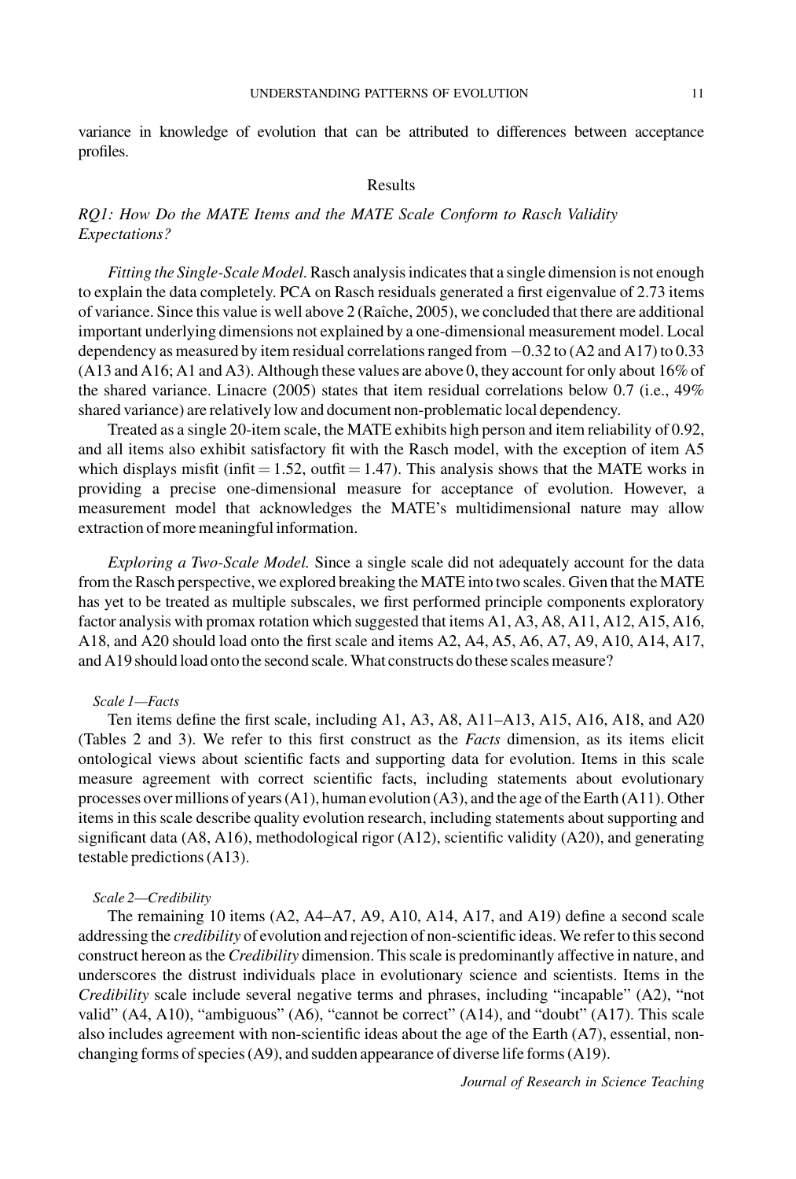variance in knowledge of evolution that can be attributed to differences between acceptance profiles.

## Results

### RQ1: How Do the MATE Items and the MATE Scale Conform to Rasch Validity Expectations?

*Fitting the Single-Scale Model.* Rasch analysis indicates that a single dimension is not enough to explain the data completely. PCA on Rasch residuals generated a first eigenvalue of 2.73 items of variance. Since this value is well above 2 (Raîche, 2005), we concluded that there are additional important underlying dimensions not explained by a one-dimensional measurement model. Local dependency as measured by item residual correlations ranged from −0.32 to (A2 and A17) to 0.33 (A13 and A16; A1 and A3). Although these values are above 0, they account for only about 16% of the shared variance. Linacre (2005) states that item residual correlations below 0.7 (i.e., 49% shared variance) are relatively low and document non-problematic local dependency.

Treated as a single 20-item scale, the MATE exhibits high person and item reliability of 0.92, and all items also exhibit satisfactory fit with the Rasch model, with the exception of item A5 which displays misfit (infit = 1.52, outfit = 1.47). This analysis shows that the MATE works in providing a precise one-dimensional measure for acceptance of evolution. However, a measurement model that acknowledges the MATE's multidimensional nature may allow extraction of more meaningful information.

*Exploring a Two-Scale Model.* Since a single scale did not adequately account for the data from the Rasch perspective, we explored breaking the MATE into two scales. Given that the MATE has yet to be treated as multiple subscales, we first performed principle components exploratory factor analysis with promax rotation which suggested that items A1, A3, A8, A11, A12, A15, A16, A18, and A20 should load onto the first scale and items A2, A4, A5, A6, A7, A9, A10, A14, A17, and A19 should load onto the second scale. What constructs do these scales measure?

#### *Scale 1—Facts*

Ten items define the first scale, including A1, A3, A8, A11–A13, A15, A16, A18, and A20 (Tables 2 and 3). We refer to this first construct as the *Facts* dimension, as its items elicit ontological views about scientific facts and supporting data for evolution. Items in this scale measure agreement with correct scientific facts, including statements about evolutionary processes over millions of years (A1), human evolution (A3), and the age of the Earth (A11). Other items in this scale describe quality evolution research, including statements about supporting and significant data (A8, A16), methodological rigor (A12), scientific validity (A20), and generating testable predictions (A13).

#### *Scale 2—Credibility*

The remaining 10 items (A2, A4–A7, A9, A10, A14, A17, and A19) define a second scale addressing the *credibility* of evolution and rejection of non-scientific ideas. We refer to this second construct hereon as the *Credibility* dimension. This scale is predominantly affective in nature, and underscores the distrust individuals place in evolutionary science and scientists. Items in the *Credibility* scale include several negative terms and phrases, including "incapable" (A2), "not valid" (A4, A10), "ambiguous" (A6), "cannot be correct" (A14), and "doubt" (A17). This scale also includes agreement with non-scientific ideas about the age of the Earth (A7), essential, non-changing forms of species (A9), and sudden appearance of diverse life forms (A19).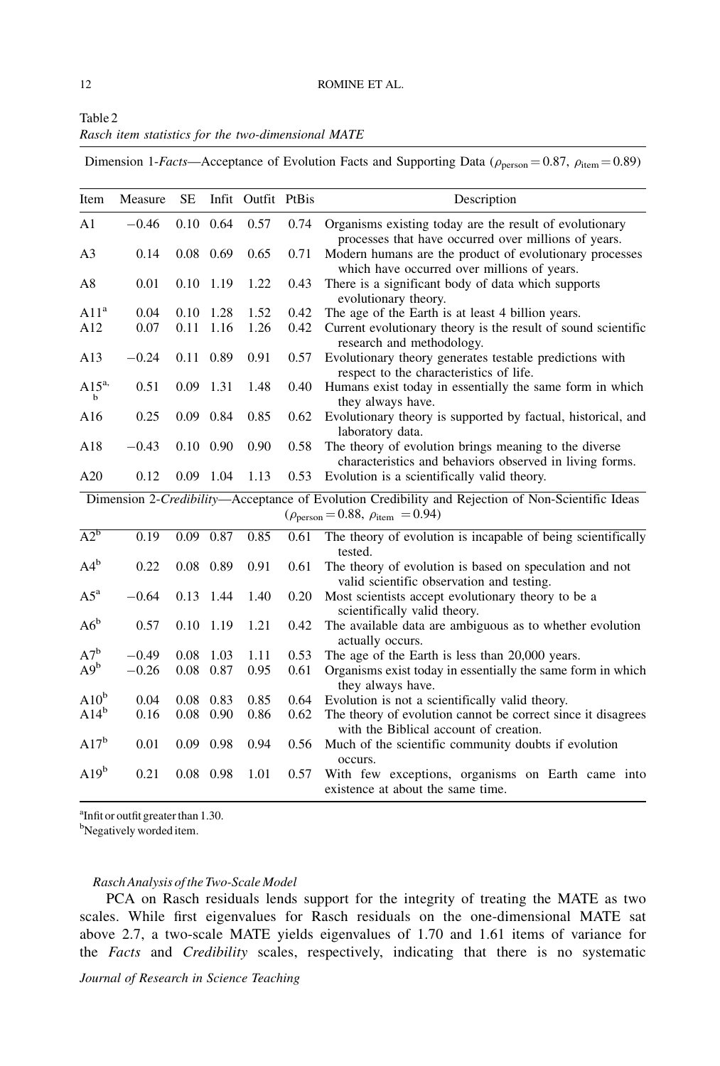Table 2
*Rasch item statistics for the two-dimensional MATE*

| Item | Measure | SE | Infit | Outfit | PtBis | Description |
|---|---|---|---|---|---|---|
| Dimension 1-*Facts*—Acceptance of Evolution Facts and Supporting Data ($\rho_{person} = 0.87$, $\rho_{item} = 0.89$) | | | | | | |
| A1 | −0.46 | 0.10 | 0.64 | 0.57 | 0.74 | Organisms existing today are the result of evolutionary processes that have occurred over millions of years. |
| A3 | 0.14 | 0.08 | 0.69 | 0.65 | 0.71 | Modern humans are the product of evolutionary processes which have occurred over millions of years. |
| A8 | 0.01 | 0.10 | 1.19 | 1.22 | 0.43 | There is a significant body of data which supports evolutionary theory. |
| A11[a] | 0.04 | 0.10 | 1.28 | 1.52 | 0.42 | The age of the Earth is at least 4 billion years. |
| A12 | 0.07 | 0.11 | 1.16 | 1.26 | 0.42 | Current evolutionary theory is the result of sound scientific research and methodology. |
| A13 | −0.24 | 0.11 | 0.89 | 0.91 | 0.57 | Evolutionary theory generates testable predictions with respect to the characteristics of life. |
| A15[a,b] | 0.51 | 0.09 | 1.31 | 1.48 | 0.40 | Humans exist today in essentially the same form in which they always have. |
| A16 | 0.25 | 0.09 | 0.84 | 0.85 | 0.62 | Evolutionary theory is supported by factual, historical, and laboratory data. |
| A18 | −0.43 | 0.10 | 0.90 | 0.90 | 0.58 | The theory of evolution brings meaning to the diverse characteristics and behaviors observed in living forms. |
| A20 | 0.12 | 0.09 | 1.04 | 1.13 | 0.53 | Evolution is a scientifically valid theory. |
| Dimension 2-*Credibility*—Acceptance of Evolution Credibility and Rejection of Non-Scientific Ideas ($\rho_{person} = 0.88$, $\rho_{item} = 0.94$) | | | | | | |
| A2[b] | 0.19 | 0.09 | 0.87 | 0.85 | 0.61 | The theory of evolution is incapable of being scientifically tested. |
| A4[b] | 0.22 | 0.08 | 0.89 | 0.91 | 0.61 | The theory of evolution is based on speculation and not valid scientific observation and testing. |
| A5[a] | −0.64 | 0.13 | 1.44 | 1.40 | 0.20 | Most scientists accept evolutionary theory to be a scientifically valid theory. |
| A6[b] | 0.57 | 0.10 | 1.19 | 1.21 | 0.42 | The available data are ambiguous as to whether evolution actually occurs. |
| A7[b] | −0.49 | 0.08 | 1.03 | 1.11 | 0.53 | The age of the Earth is less than 20,000 years. |
| A9[b] | −0.26 | 0.08 | 0.87 | 0.95 | 0.61 | Organisms exist today in essentially the same form in which they always have. |
| A10[b] | 0.04 | 0.08 | 0.83 | 0.85 | 0.64 | Evolution is not a scientifically valid theory. |
| A14[b] | 0.16 | 0.08 | 0.90 | 0.86 | 0.62 | The theory of evolution cannot be correct since it disagrees with the Biblical account of creation. |
| A17[b] | 0.01 | 0.09 | 0.98 | 0.94 | 0.56 | Much of the scientific community doubts if evolution occurs. |
| A19[b] | 0.21 | 0.08 | 0.98 | 1.01 | 0.57 | With few exceptions, organisms on Earth came into existence at about the same time. |

[a]Infit or outfit greater than 1.30.
[b]Negatively worded item.

*Rasch Analysis of the Two-Scale Model*

PCA on Rasch residuals lends support for the integrity of treating the MATE as two scales. While first eigenvalues for Rasch residuals on the one-dimensional MATE sat above 2.7, a two-scale MATE yields eigenvalues of 1.70 and 1.61 items of variance for the *Facts* and *Credibility* scales, respectively, indicating that there is no systematic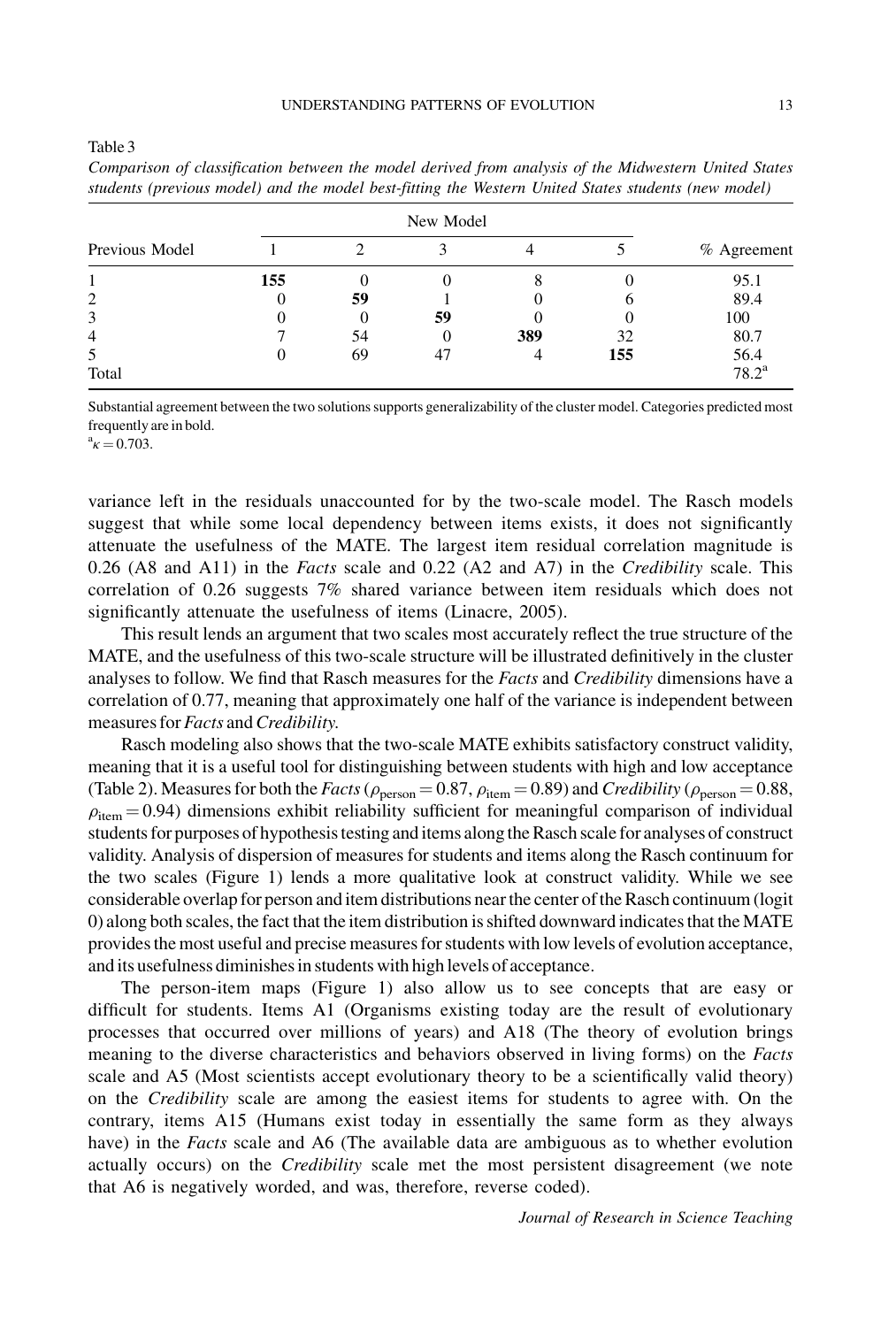Table 3

*Comparison of classification between the model derived from analysis of the Midwestern United States students (previous model) and the model best-fitting the Western United States students (new model)*

| Previous Model | New Model | | | | | % Agreement |
|---|---|---|---|---|---|---|
| | 1 | 2 | 3 | 4 | 5 | |
| 1 | **155** | 0 | 0 | 8 | 0 | 95.1 |
| 2 | 0 | **59** | 1 | 0 | 6 | 89.4 |
| 3 | 0 | 0 | **59** | 0 | 0 | 100 |
| 4 | 7 | 54 | 0 | **389** | 32 | 80.7 |
| 5 | 0 | 69 | 47 | 4 | **155** | 56.4 |
| Total | | | | | | 78.2[a] |

Substantial agreement between the two solutions supports generalizability of the cluster model. Categories predicted most frequently are in bold.

[a]$\kappa = 0.703$.

variance left in the residuals unaccounted for by the two-scale model. The Rasch models suggest that while some local dependency between items exists, it does not significantly attenuate the usefulness of the MATE. The largest item residual correlation magnitude is 0.26 (A8 and A11) in the *Facts* scale and 0.22 (A2 and A7) in the *Credibility* scale. This correlation of 0.26 suggests 7% shared variance between item residuals which does not significantly attenuate the usefulness of items (Linacre, 2005).

This result lends an argument that two scales most accurately reflect the true structure of the MATE, and the usefulness of this two-scale structure will be illustrated definitively in the cluster analyses to follow. We find that Rasch measures for the *Facts* and *Credibility* dimensions have a correlation of 0.77, meaning that approximately one half of the variance is independent between measures for *Facts* and *Credibility*.

Rasch modeling also shows that the two-scale MATE exhibits satisfactory construct validity, meaning that it is a useful tool for distinguishing between students with high and low acceptance (Table 2). Measures for both the *Facts* ($\rho_{\text{person}} = 0.87$, $\rho_{\text{item}} = 0.89$) and *Credibility* ($\rho_{\text{person}} = 0.88$, $\rho_{\text{item}} = 0.94$) dimensions exhibit reliability sufficient for meaningful comparison of individual students for purposes of hypothesis testing and items along the Rasch scale for analyses of construct validity. Analysis of dispersion of measures for students and items along the Rasch continuum for the two scales (Figure 1) lends a more qualitative look at construct validity. While we see considerable overlap for person and item distributions near the center of the Rasch continuum (logit 0) along both scales, the fact that the item distribution is shifted downward indicates that the MATE provides the most useful and precise measures for students with low levels of evolution acceptance, and its usefulness diminishes in students with high levels of acceptance.

The person-item maps (Figure 1) also allow us to see concepts that are easy or difficult for students. Items A1 (Organisms existing today are the result of evolutionary processes that occurred over millions of years) and A18 (The theory of evolution brings meaning to the diverse characteristics and behaviors observed in living forms) on the *Facts* scale and A5 (Most scientists accept evolutionary theory to be a scientifically valid theory) on the *Credibility* scale are among the easiest items for students to agree with. On the contrary, items A15 (Humans exist today in essentially the same form as they always have) in the *Facts* scale and A6 (The available data are ambiguous as to whether evolution actually occurs) on the *Credibility* scale met the most persistent disagreement (we note that A6 is negatively worded, and was, therefore, reverse coded).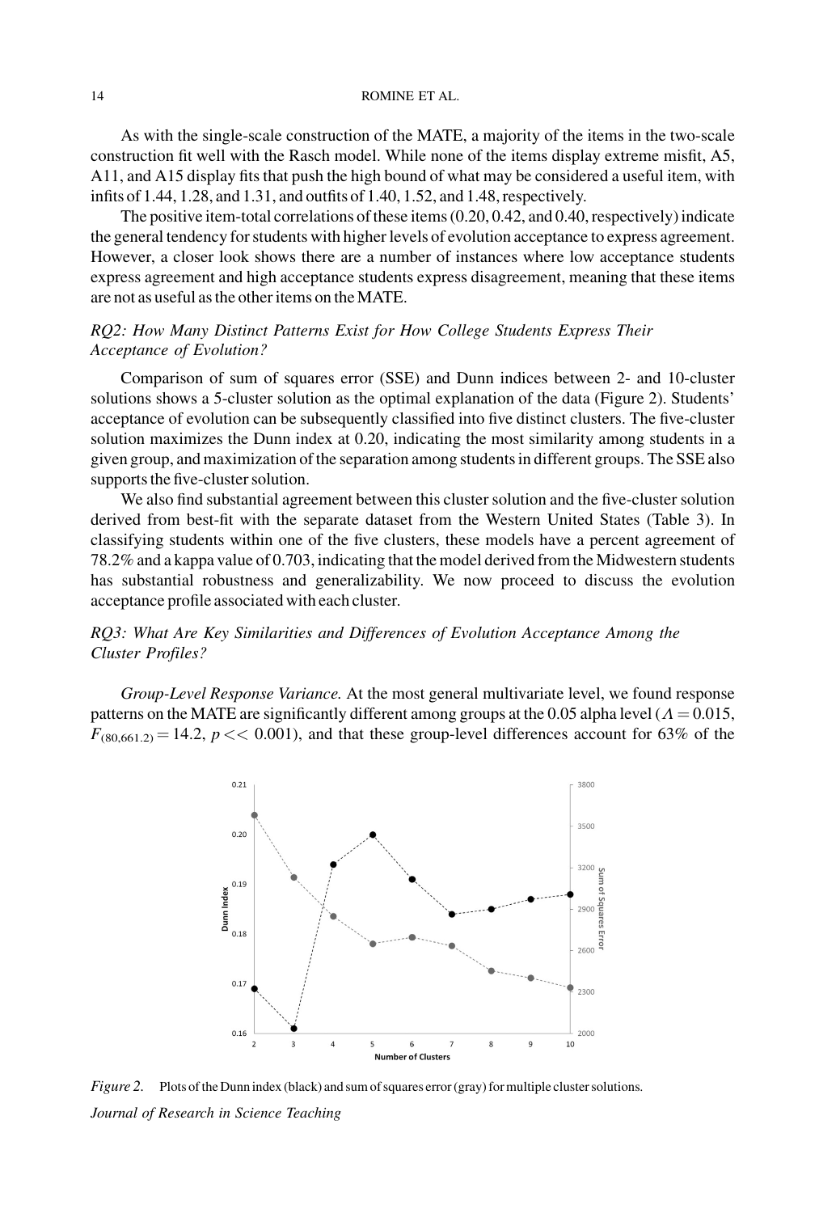As with the single-scale construction of the MATE, a majority of the items in the two-scale construction fit well with the Rasch model. While none of the items display extreme misfit, A5, A11, and A15 display fits that push the high bound of what may be considered a useful item, with infits of 1.44, 1.28, and 1.31, and outfits of 1.40, 1.52, and 1.48, respectively.

The positive item-total correlations of these items (0.20, 0.42, and 0.40, respectively) indicate the general tendency for students with higher levels of evolution acceptance to express agreement. However, a closer look shows there are a number of instances where low acceptance students express agreement and high acceptance students express disagreement, meaning that these items are not as useful as the other items on the MATE.

### *RQ2: How Many Distinct Patterns Exist for How College Students Express Their Acceptance of Evolution?*

Comparison of sum of squares error (SSE) and Dunn indices between 2- and 10-cluster solutions shows a 5-cluster solution as the optimal explanation of the data (Figure 2). Students' acceptance of evolution can be subsequently classified into five distinct clusters. The five-cluster solution maximizes the Dunn index at 0.20, indicating the most similarity among students in a given group, and maximization of the separation among students in different groups. The SSE also supports the five-cluster solution.

We also find substantial agreement between this cluster solution and the five-cluster solution derived from best-fit with the separate dataset from the Western United States (Table 3). In classifying students within one of the five clusters, these models have a percent agreement of 78.2% and a kappa value of 0.703, indicating that the model derived from the Midwestern students has substantial robustness and generalizability. We now proceed to discuss the evolution acceptance profile associated with each cluster.

### *RQ3: What Are Key Similarities and Differences of Evolution Acceptance Among the Cluster Profiles?*

*Group-Level Response Variance.* At the most general multivariate level, we found response patterns on the MATE are significantly different among groups at the 0.05 alpha level ($\Lambda = 0.015$, $F_{(80,661.2)} = 14.2$, $p << 0.001$), and that these group-level differences account for 63% of the

*Figure 2.* Plots of the Dunn index (black) and sum of squares error (gray) for multiple cluster solutions.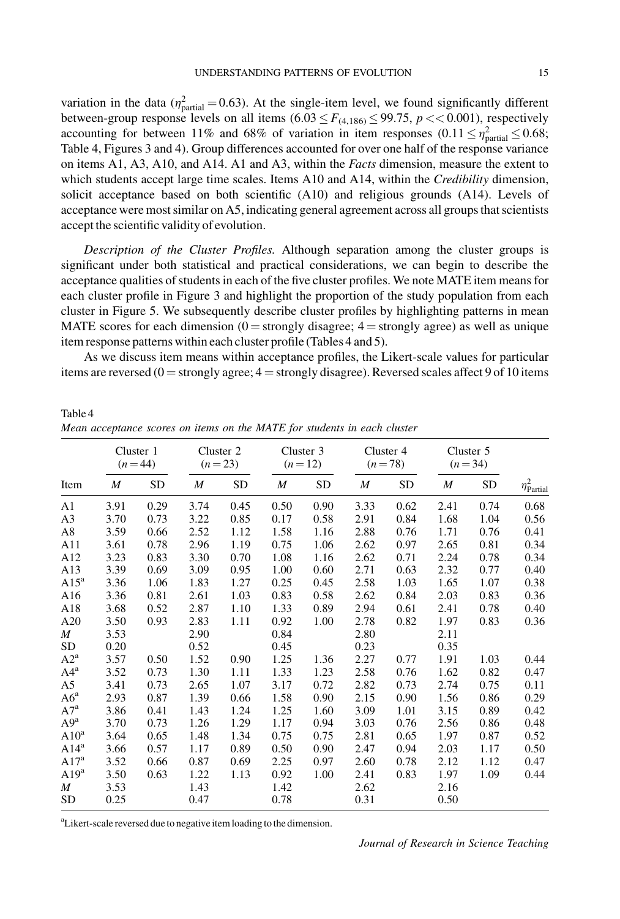variation in the data ($\eta^2_{\text{partial}} = 0.63$). At the single-item level, we found significantly different between-group response levels on all items ($6.03 \leq F_{(4,186)} \leq 99.75$, $p << 0.001$), respectively accounting for between 11% and 68% of variation in item responses ($0.11 \leq \eta^2_{\text{partial}} \leq 0.68$; Table 4, Figures 3 and 4). Group differences accounted for over one half of the response variance on items A1, A3, A10, and A14. A1 and A3, within the *Facts* dimension, measure the extent to which students accept large time scales. Items A10 and A14, within the *Credibility* dimension, solicit acceptance based on both scientific (A10) and religious grounds (A14). Levels of acceptance were most similar on A5, indicating general agreement across all groups that scientists accept the scientific validity of evolution.

*Description of the Cluster Profiles.* Although separation among the cluster groups is significant under both statistical and practical considerations, we can begin to describe the acceptance qualities of students in each of the five cluster profiles. We note MATE item means for each cluster profile in Figure 3 and highlight the proportion of the study population from each cluster in Figure 5. We subsequently describe cluster profiles by highlighting patterns in mean MATE scores for each dimension (0 = strongly disagree; 4 = strongly agree) as well as unique item response patterns within each cluster profile (Tables 4 and 5).

As we discuss item means within acceptance profiles, the Likert-scale values for particular items are reversed (0 = strongly agree; 4 = strongly disagree). Reversed scales affect 9 of 10 items

Table 4
*Mean acceptance scores on items on the MATE for students in each cluster*

| | Cluster 1 ($n = 44$) | | Cluster 2 ($n = 23$) | | Cluster 3 ($n = 12$) | | Cluster 4 ($n = 78$) | | Cluster 5 ($n = 34$) | | |
|---|---|---|---|---|---|---|---|---|---|---|---|
| Item | *M* | SD | *M* | SD | *M* | SD | *M* | SD | *M* | SD | $\eta^2_{\text{Partial}}$ |
| A1 | 3.91 | 0.29 | 3.74 | 0.45 | 0.50 | 0.90 | 3.33 | 0.62 | 2.41 | 0.74 | 0.68 |
| A3 | 3.70 | 0.73 | 3.22 | 0.85 | 0.17 | 0.58 | 2.91 | 0.84 | 1.68 | 1.04 | 0.56 |
| A8 | 3.59 | 0.66 | 2.52 | 1.12 | 1.58 | 1.16 | 2.88 | 0.76 | 1.71 | 0.76 | 0.41 |
| A11 | 3.61 | 0.78 | 2.96 | 1.19 | 0.75 | 1.06 | 2.62 | 0.97 | 2.65 | 0.81 | 0.34 |
| A12 | 3.23 | 0.83 | 3.30 | 0.70 | 1.08 | 1.16 | 2.62 | 0.71 | 2.24 | 0.78 | 0.34 |
| A13 | 3.39 | 0.69 | 3.09 | 0.95 | 1.00 | 0.60 | 2.71 | 0.63 | 2.32 | 0.77 | 0.40 |
| A15[a] | 3.36 | 1.06 | 1.83 | 1.27 | 0.25 | 0.45 | 2.58 | 1.03 | 1.65 | 1.07 | 0.38 |
| A16 | 3.36 | 0.81 | 2.61 | 1.03 | 0.83 | 0.58 | 2.62 | 0.84 | 2.03 | 0.83 | 0.36 |
| A18 | 3.68 | 0.52 | 2.87 | 1.10 | 1.33 | 0.89 | 2.94 | 0.61 | 2.41 | 0.78 | 0.40 |
| A20 | 3.50 | 0.93 | 2.83 | 1.11 | 0.92 | 1.00 | 2.78 | 0.82 | 1.97 | 0.83 | 0.36 |
| *M* | 3.53 | | 2.90 | | 0.84 | | 2.80 | | 2.11 | | |
| SD | 0.20 | | 0.52 | | 0.45 | | 0.23 | | 0.35 | | |
| A2[a] | 3.57 | 0.50 | 1.52 | 0.90 | 1.25 | 1.36 | 2.27 | 0.77 | 1.91 | 1.03 | 0.44 |
| A4[a] | 3.52 | 0.73 | 1.30 | 1.11 | 1.33 | 1.23 | 2.58 | 0.76 | 1.62 | 0.82 | 0.47 |
| A5 | 3.41 | 0.73 | 2.65 | 1.07 | 3.17 | 0.72 | 2.82 | 0.73 | 2.74 | 0.75 | 0.11 |
| A6[a] | 2.93 | 0.87 | 1.39 | 0.66 | 1.58 | 0.90 | 2.15 | 0.90 | 1.56 | 0.86 | 0.29 |
| A7[a] | 3.86 | 0.41 | 1.43 | 1.24 | 1.25 | 1.60 | 3.09 | 1.01 | 3.15 | 0.89 | 0.42 |
| A9[a] | 3.70 | 0.73 | 1.26 | 1.29 | 1.17 | 0.94 | 3.03 | 0.76 | 2.56 | 0.86 | 0.48 |
| A10[a] | 3.64 | 0.65 | 1.48 | 1.34 | 0.75 | 0.75 | 2.81 | 0.65 | 1.97 | 0.87 | 0.52 |
| A14[a] | 3.66 | 0.57 | 1.17 | 0.89 | 0.50 | 0.90 | 2.47 | 0.94 | 2.03 | 1.17 | 0.50 |
| A17[a] | 3.52 | 0.66 | 0.87 | 0.69 | 2.25 | 0.97 | 2.60 | 0.78 | 2.12 | 1.12 | 0.47 |
| A19[a] | 3.50 | 0.63 | 1.22 | 1.13 | 0.92 | 1.00 | 2.41 | 0.83 | 1.97 | 1.09 | 0.44 |
| *M* | 3.53 | | 1.43 | | 1.42 | | 2.62 | | 2.16 | | |
| SD | 0.25 | | 0.47 | | 0.78 | | 0.31 | | 0.50 | | |

[a]Likert-scale reversed due to negative item loading to the dimension.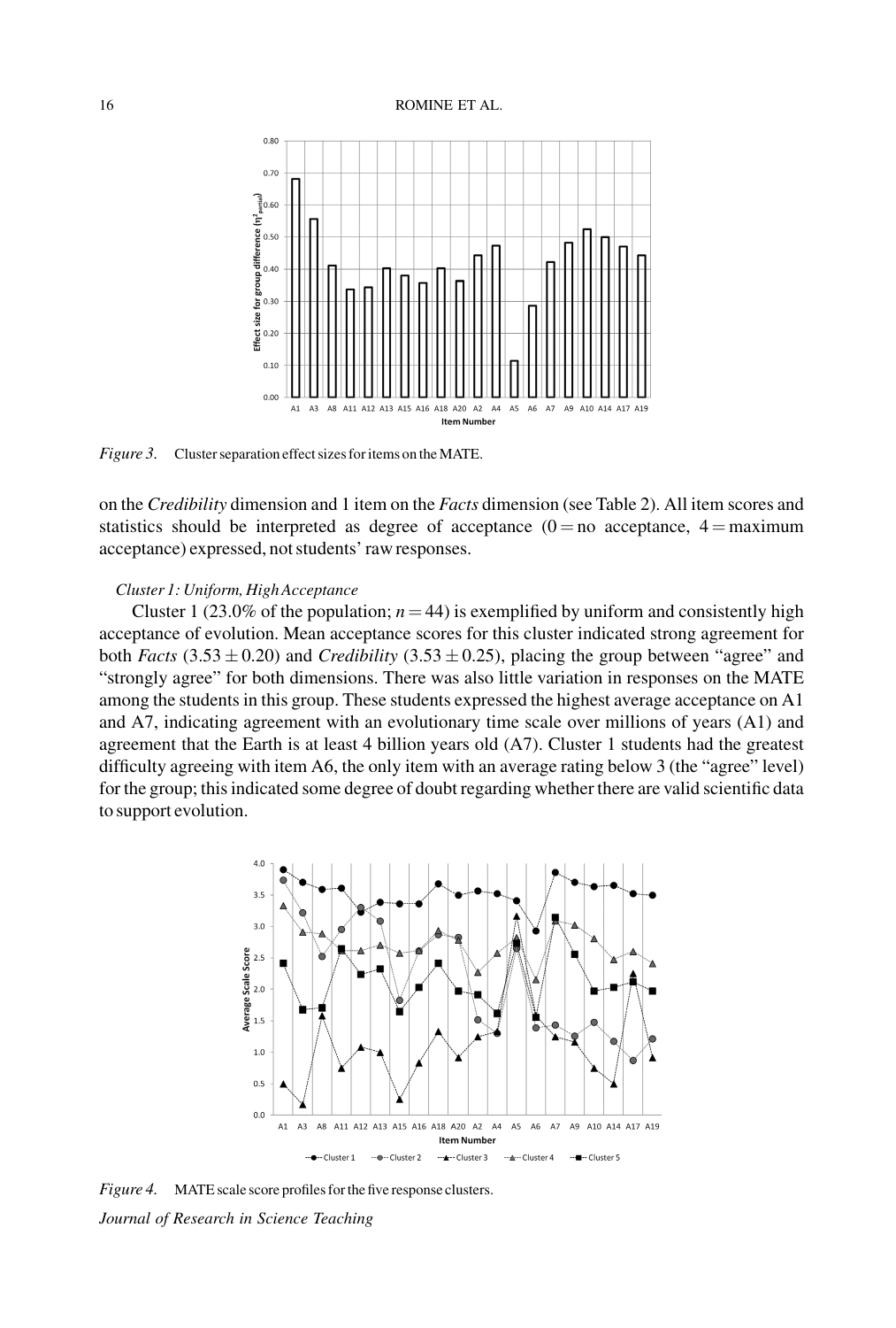*Figure 3.* Cluster separation effect sizes for items on the MATE.

on the *Credibility* dimension and 1 item on the *Facts* dimension (see Table 2). All item scores and statistics should be interpreted as degree of acceptance (0 = no acceptance, 4 = maximum acceptance) expressed, not students' raw responses.

*Cluster 1: Uniform, High Acceptance*

Cluster 1 (23.0% of the population; $n = 44$) is exemplified by uniform and consistently high acceptance of evolution. Mean acceptance scores for this cluster indicated strong agreement for both *Facts* ($3.53 \pm 0.20$) and *Credibility* ($3.53 \pm 0.25$), placing the group between "agree" and "strongly agree" for both dimensions. There was also little variation in responses on the MATE among the students in this group. These students expressed the highest average acceptance on A1 and A7, indicating agreement with an evolutionary time scale over millions of years (A1) and agreement that the Earth is at least 4 billion years old (A7). Cluster 1 students had the greatest difficulty agreeing with item A6, the only item with an average rating below 3 (the "agree" level) for the group; this indicated some degree of doubt regarding whether there are valid scientific data to support evolution.

*Figure 4.* MATE scale score profiles for the five response clusters.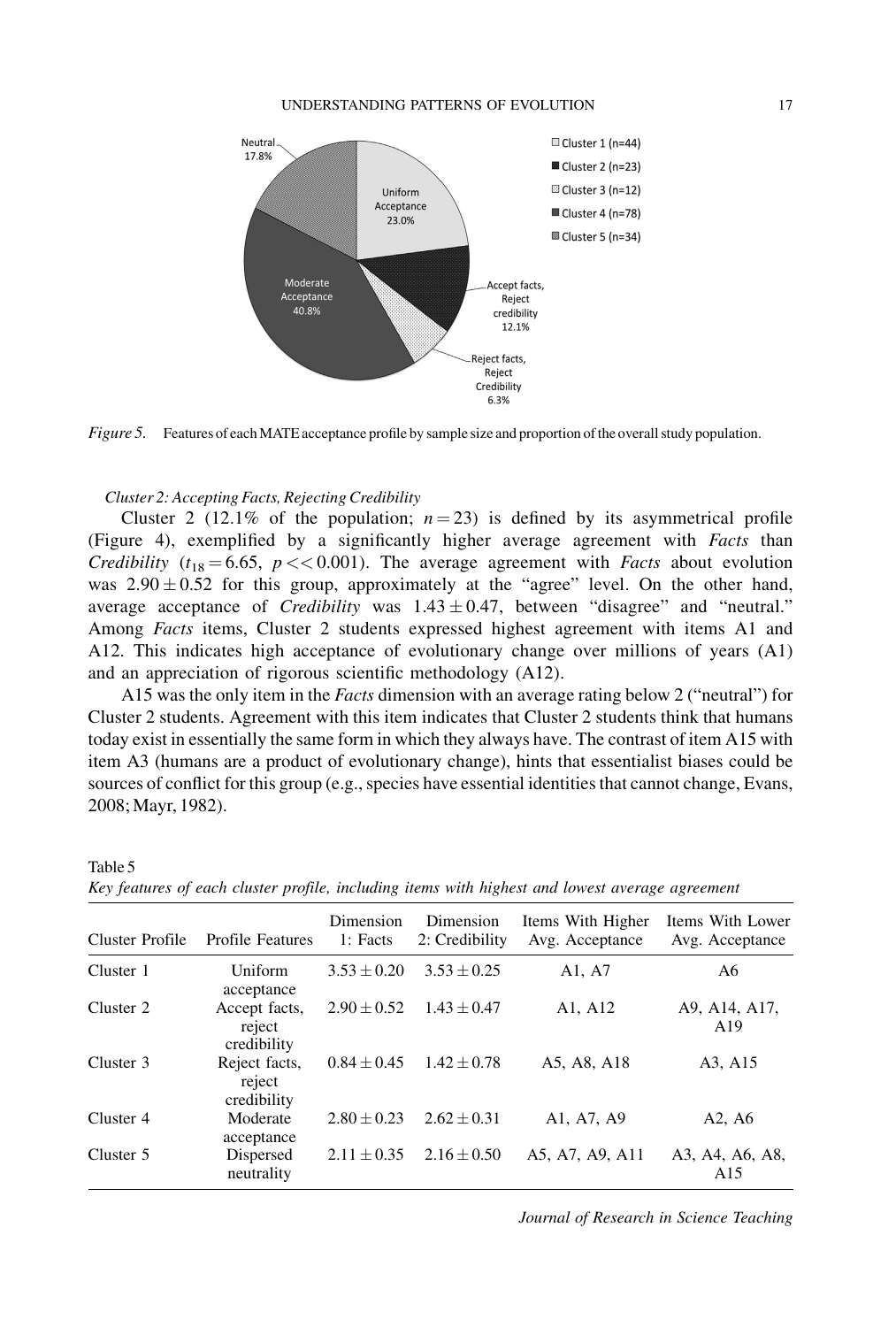*Figure 5.* Features of each MATE acceptance profile by sample size and proportion of the overall study population.

*Cluster 2: Accepting Facts, Rejecting Credibility*

Cluster 2 (12.1% of the population; $n = 23$) is defined by its asymmetrical profile (Figure 4), exemplified by a significantly higher average agreement with *Facts* than *Credibility* ($t_{18} = 6.65$, $p << 0.001$). The average agreement with *Facts* about evolution was $2.90 \pm 0.52$ for this group, approximately at the "agree" level. On the other hand, average acceptance of *Credibility* was $1.43 \pm 0.47$, between "disagree" and "neutral." Among *Facts* items, Cluster 2 students expressed highest agreement with items A1 and A12. This indicates high acceptance of evolutionary change over millions of years (A1) and an appreciation of rigorous scientific methodology (A12).

A15 was the only item in the *Facts* dimension with an average rating below 2 ("neutral") for Cluster 2 students. Agreement with this item indicates that Cluster 2 students think that humans today exist in essentially the same form in which they always have. The contrast of item A15 with item A3 (humans are a product of evolutionary change), hints that essentialist biases could be sources of conflict for this group (e.g., species have essential identities that cannot change, Evans, 2008; Mayr, 1982).

Table 5
*Key features of each cluster profile, including items with highest and lowest average agreement*

| Cluster Profile | Profile Features | Dimension 1: Facts | Dimension 2: Credibility | Items With Higher Avg. Acceptance | Items With Lower Avg. Acceptance |
|---|---|---|---|---|---|
| Cluster 1 | Uniform acceptance | $3.53 \pm 0.20$ | $3.53 \pm 0.25$ | A1, A7 | A6 |
| Cluster 2 | Accept facts, reject credibility | $2.90 \pm 0.52$ | $1.43 \pm 0.47$ | A1, A12 | A9, A14, A17, A19 |
| Cluster 3 | Reject facts, reject credibility | $0.84 \pm 0.45$ | $1.42 \pm 0.78$ | A5, A8, A18 | A3, A15 |
| Cluster 4 | Moderate acceptance | $2.80 \pm 0.23$ | $2.62 \pm 0.31$ | A1, A7, A9 | A2, A6 |
| Cluster 5 | Dispersed neutrality | $2.11 \pm 0.35$ | $2.16 \pm 0.50$ | A5, A7, A9, A11 | A3, A4, A6, A8, A15 |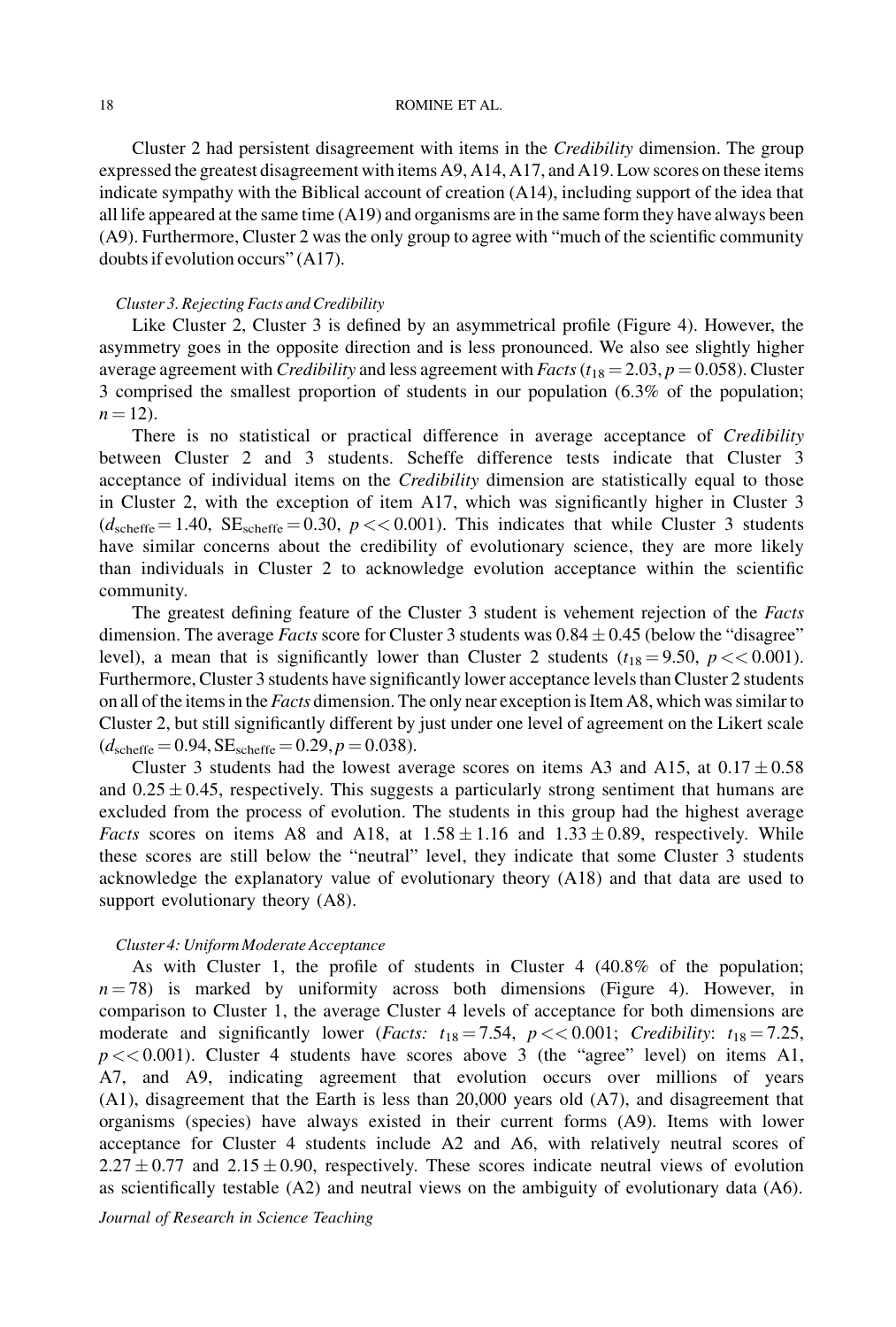Cluster 2 had persistent disagreement with items in the *Credibility* dimension. The group expressed the greatest disagreement with items A9, A14, A17, and A19. Low scores on these items indicate sympathy with the Biblical account of creation (A14), including support of the idea that all life appeared at the same time (A19) and organisms are in the same form they have always been (A9). Furthermore, Cluster 2 was the only group to agree with "much of the scientific community doubts if evolution occurs" (A17).

### *Cluster 3. Rejecting Facts and Credibility*

Like Cluster 2, Cluster 3 is defined by an asymmetrical profile (Figure 4). However, the asymmetry goes in the opposite direction and is less pronounced. We also see slightly higher average agreement with *Credibility* and less agreement with *Facts* ($t_{18} = 2.03$, $p = 0.058$). Cluster 3 comprised the smallest proportion of students in our population (6.3% of the population; $n = 12$).

There is no statistical or practical difference in average acceptance of *Credibility* between Cluster 2 and 3 students. Scheffe difference tests indicate that Cluster 3 acceptance of individual items on the *Credibility* dimension are statistically equal to those in Cluster 2, with the exception of item A17, which was significantly higher in Cluster 3 ($d_{\text{scheffe}} = 1.40$, $\text{SE}_{\text{scheffe}} = 0.30$, $p << 0.001$). This indicates that while Cluster 3 students have similar concerns about the credibility of evolutionary science, they are more likely than individuals in Cluster 2 to acknowledge evolution acceptance within the scientific community.

The greatest defining feature of the Cluster 3 student is vehement rejection of the *Facts* dimension. The average *Facts* score for Cluster 3 students was $0.84 \pm 0.45$ (below the "disagree" level), a mean that is significantly lower than Cluster 2 students ($t_{18} = 9.50$, $p << 0.001$). Furthermore, Cluster 3 students have significantly lower acceptance levels than Cluster 2 students on all of the items in the *Facts* dimension. The only near exception is Item A8, which was similar to Cluster 2, but still significantly different by just under one level of agreement on the Likert scale ($d_{\text{scheffe}} = 0.94$, $\text{SE}_{\text{scheffe}} = 0.29$, $p = 0.038$).

Cluster 3 students had the lowest average scores on items A3 and A15, at $0.17 \pm 0.58$ and $0.25 \pm 0.45$, respectively. This suggests a particularly strong sentiment that humans are excluded from the process of evolution. The students in this group had the highest average *Facts* scores on items A8 and A18, at $1.58 \pm 1.16$ and $1.33 \pm 0.89$, respectively. While these scores are still below the "neutral" level, they indicate that some Cluster 3 students acknowledge the explanatory value of evolutionary theory (A18) and that data are used to support evolutionary theory (A8).

### *Cluster 4: Uniform Moderate Acceptance*

As with Cluster 1, the profile of students in Cluster 4 (40.8% of the population; $n = 78$) is marked by uniformity across both dimensions (Figure 4). However, in comparison to Cluster 1, the average Cluster 4 levels of acceptance for both dimensions are moderate and significantly lower (*Facts:* $t_{18} = 7.54$, $p << 0.001$; *Credibility*: $t_{18} = 7.25$, $p << 0.001$). Cluster 4 students have scores above 3 (the "agree" level) on items A1, A7, and A9, indicating agreement that evolution occurs over millions of years (A1), disagreement that the Earth is less than 20,000 years old (A7), and disagreement that organisms (species) have always existed in their current forms (A9). Items with lower acceptance for Cluster 4 students include A2 and A6, with relatively neutral scores of $2.27 \pm 0.77$ and $2.15 \pm 0.90$, respectively. These scores indicate neutral views of evolution as scientifically testable (A2) and neutral views on the ambiguity of evolutionary data (A6).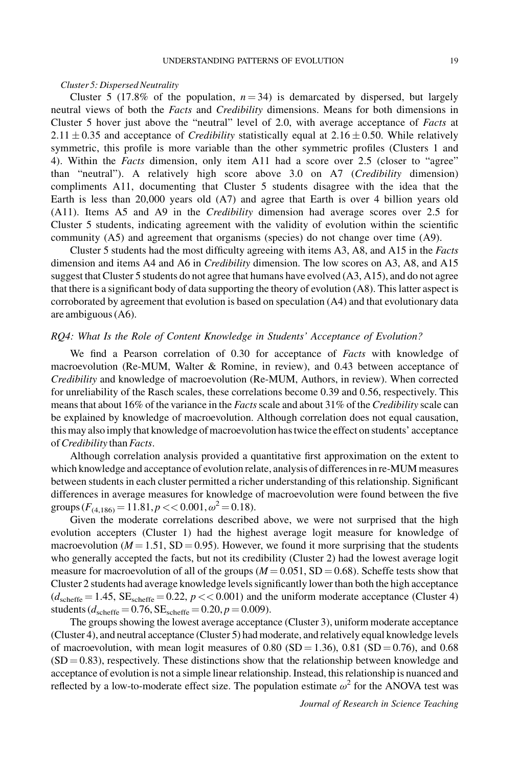*Cluster 5: Dispersed Neutrality*

Cluster 5 (17.8% of the population, $n = 34$) is demarcated by dispersed, but largely neutral views of both the *Facts* and *Credibility* dimensions. Means for both dimensions in Cluster 5 hover just above the "neutral" level of 2.0, with average acceptance of *Facts* at $2.11 \pm 0.35$ and acceptance of *Credibility* statistically equal at $2.16 \pm 0.50$. While relatively symmetric, this profile is more variable than the other symmetric profiles (Clusters 1 and 4). Within the *Facts* dimension, only item A11 had a score over 2.5 (closer to "agree" than "neutral"). A relatively high score above 3.0 on A7 (*Credibility* dimension) compliments A11, documenting that Cluster 5 students disagree with the idea that the Earth is less than 20,000 years old (A7) and agree that Earth is over 4 billion years old (A11). Items A5 and A9 in the *Credibility* dimension had average scores over 2.5 for Cluster 5 students, indicating agreement with the validity of evolution within the scientific community (A5) and agreement that organisms (species) do not change over time (A9).

Cluster 5 students had the most difficulty agreeing with items A3, A8, and A15 in the *Facts* dimension and items A4 and A6 in *Credibility* dimension. The low scores on A3, A8, and A15 suggest that Cluster 5 students do not agree that humans have evolved (A3, A15), and do not agree that there is a significant body of data supporting the theory of evolution (A8). This latter aspect is corroborated by agreement that evolution is based on speculation (A4) and that evolutionary data are ambiguous (A6).

### *RQ4: What Is the Role of Content Knowledge in Students' Acceptance of Evolution?*

We find a Pearson correlation of 0.30 for acceptance of *Facts* with knowledge of macroevolution (Re-MUM, Walter & Romine, in review), and 0.43 between acceptance of *Credibility* and knowledge of macroevolution (Re-MUM, Authors, in review). When corrected for unreliability of the Rasch scales, these correlations become 0.39 and 0.56, respectively. This means that about 16% of the variance in the *Facts* scale and about 31% of the *Credibility* scale can be explained by knowledge of macroevolution. Although correlation does not equal causation, this may also imply that knowledge of macroevolution has twice the effect on students' acceptance of *Credibility* than *Facts*.

Although correlation analysis provided a quantitative first approximation on the extent to which knowledge and acceptance of evolution relate, analysis of differences in re-MUM measures between students in each cluster permitted a richer understanding of this relationship. Significant differences in average measures for knowledge of macroevolution were found between the five groups ($F_{(4,186)} = 11.81, p << 0.001, \omega^2 = 0.18$).

Given the moderate correlations described above, we were not surprised that the high evolution accepters (Cluster 1) had the highest average logit measure for knowledge of macroevolution ($M = 1.51$, $SD = 0.95$). However, we found it more surprising that the students who generally accepted the facts, but not its credibility (Cluster 2) had the lowest average logit measure for macroevolution of all of the groups ($M = 0.051$, $SD = 0.68$). Scheffe tests show that Cluster 2 students had average knowledge levels significantly lower than both the high acceptance ($d_{scheffe} = 1.45$, $SE_{scheffe} = 0.22$, $p << 0.001$) and the uniform moderate acceptance (Cluster 4) students ($d_{scheffe} = 0.76$, $SE_{scheffe} = 0.20$, $p = 0.009$).

The groups showing the lowest average acceptance (Cluster 3), uniform moderate acceptance (Cluster 4), and neutral acceptance (Cluster 5) had moderate, and relatively equal knowledge levels of macroevolution, with mean logit measures of 0.80 ($SD = 1.36$), 0.81 ($SD = 0.76$), and 0.68 ($SD = 0.83$), respectively. These distinctions show that the relationship between knowledge and acceptance of evolution is not a simple linear relationship. Instead, this relationship is nuanced and reflected by a low-to-moderate effect size. The population estimate $\omega^2$ for the ANOVA test was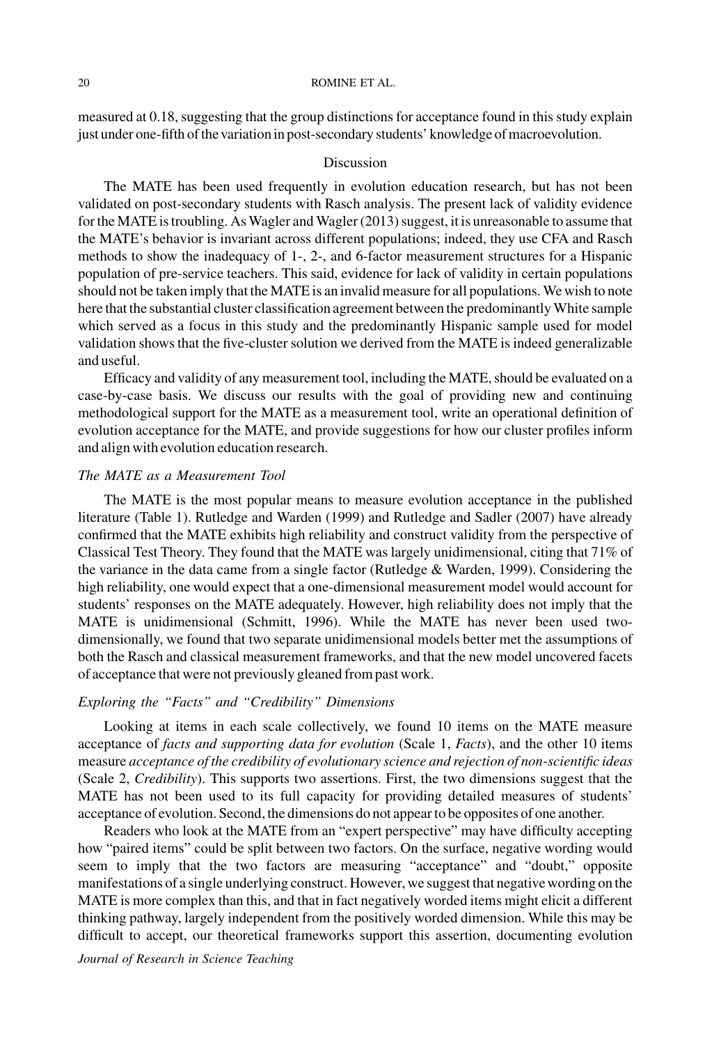measured at 0.18, suggesting that the group distinctions for acceptance found in this study explain just under one-fifth of the variation in post-secondary students' knowledge of macroevolution.

## Discussion

The MATE has been used frequently in evolution education research, but has not been validated on post-secondary students with Rasch analysis. The present lack of validity evidence for the MATE is troubling. As Wagler and Wagler (2013) suggest, it is unreasonable to assume that the MATE's behavior is invariant across different populations; indeed, they use CFA and Rasch methods to show the inadequacy of 1-, 2-, and 6-factor measurement structures for a Hispanic population of pre-service teachers. This said, evidence for lack of validity in certain populations should not be taken imply that the MATE is an invalid measure for all populations. We wish to note here that the substantial cluster classification agreement between the predominantly White sample which served as a focus in this study and the predominantly Hispanic sample used for model validation shows that the five-cluster solution we derived from the MATE is indeed generalizable and useful.

Efficacy and validity of any measurement tool, including the MATE, should be evaluated on a case-by-case basis. We discuss our results with the goal of providing new and continuing methodological support for the MATE as a measurement tool, write an operational definition of evolution acceptance for the MATE, and provide suggestions for how our cluster profiles inform and align with evolution education research.

### *The MATE as a Measurement Tool*

The MATE is the most popular means to measure evolution acceptance in the published literature (Table 1). Rutledge and Warden (1999) and Rutledge and Sadler (2007) have already confirmed that the MATE exhibits high reliability and construct validity from the perspective of Classical Test Theory. They found that the MATE was largely unidimensional, citing that 71% of the variance in the data came from a single factor (Rutledge & Warden, 1999). Considering the high reliability, one would expect that a one-dimensional measurement model would account for students' responses on the MATE adequately. However, high reliability does not imply that the MATE is unidimensional (Schmitt, 1996). While the MATE has never been used two-dimensionally, we found that two separate unidimensional models better met the assumptions of both the Rasch and classical measurement frameworks, and that the new model uncovered facets of acceptance that were not previously gleaned from past work.

### *Exploring the "Facts" and "Credibility" Dimensions*

Looking at items in each scale collectively, we found 10 items on the MATE measure acceptance of *facts and supporting data for evolution* (Scale 1, *Facts*), and the other 10 items measure *acceptance of the credibility of evolutionary science and rejection of non-scientific ideas* (Scale 2, *Credibility*). This supports two assertions. First, the two dimensions suggest that the MATE has not been used to its full capacity for providing detailed measures of students' acceptance of evolution. Second, the dimensions do not appear to be opposites of one another.

Readers who look at the MATE from an "expert perspective" may have difficulty accepting how "paired items" could be split between two factors. On the surface, negative wording would seem to imply that the two factors are measuring "acceptance" and "doubt," opposite manifestations of a single underlying construct. However, we suggest that negative wording on the MATE is more complex than this, and that in fact negatively worded items might elicit a different thinking pathway, largely independent from the positively worded dimension. While this may be difficult to accept, our theoretical frameworks support this assertion, documenting evolution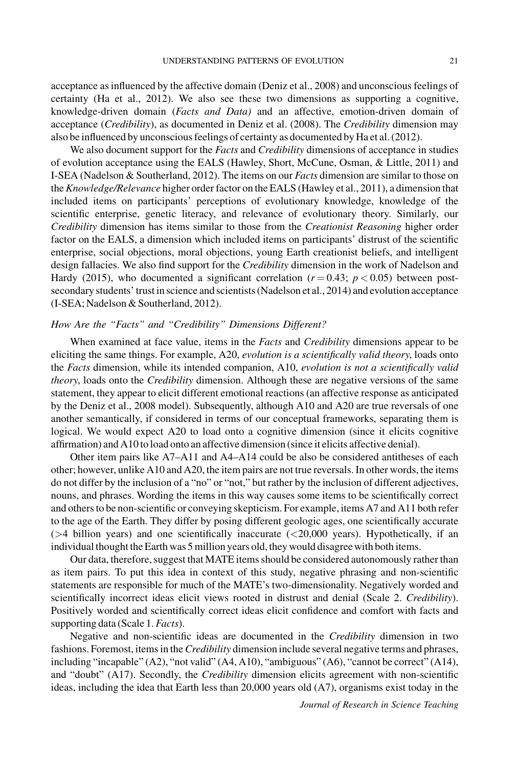acceptance as influenced by the affective domain (Deniz et al., 2008) and unconscious feelings of certainty (Ha et al., 2012). We also see these two dimensions as supporting a cognitive, knowledge-driven domain (*Facts and Data)* and an affective, emotion-driven domain of acceptance (*Credibility*), as documented in Deniz et al. (2008). The *Credibility* dimension may also be influenced by unconscious feelings of certainty as documented by Ha et al. (2012).

We also document support for the *Facts* and *Credibility* dimensions of acceptance in studies of evolution acceptance using the EALS (Hawley, Short, McCune, Osman, & Little, 2011) and I-SEA (Nadelson & Southerland, 2012). The items on our *Facts* dimension are similar to those on the *Knowledge/Relevance* higher order factor on the EALS (Hawley et al., 2011), a dimension that included items on participants' perceptions of evolutionary knowledge, knowledge of the scientific enterprise, genetic literacy, and relevance of evolutionary theory. Similarly, our *Credibility* dimension has items similar to those from the *Creationist Reasoning* higher order factor on the EALS, a dimension which included items on participants' distrust of the scientific enterprise, social objections, moral objections, young Earth creationist beliefs, and intelligent design fallacies. We also find support for the *Credibility* dimension in the work of Nadelson and Hardy (2015), who documented a significant correlation ($r = 0.43$; $p < 0.05$) between post-secondary students' trust in science and scientists (Nadelson et al., 2014) and evolution acceptance (I-SEA; Nadelson & Southerland, 2012).

### *How Are the "Facts" and "Credibility" Dimensions Different?*

When examined at face value, items in the *Facts* and *Credibility* dimensions appear to be eliciting the same things. For example, A20, *evolution is a scientifically valid theory*, loads onto the *Facts* dimension, while its intended companion, A10, *evolution is not a scientifically valid theory*, loads onto the *Credibility* dimension. Although these are negative versions of the same statement, they appear to elicit different emotional reactions (an affective response as anticipated by the Deniz et al., 2008 model). Subsequently, although A10 and A20 are true reversals of one another semantically, if considered in terms of our conceptual frameworks, separating them is logical. We would expect A20 to load onto a cognitive dimension (since it elicits cognitive affirmation) and A10 to load onto an affective dimension (since it elicits affective denial).

Other item pairs like A7–A11 and A4–A14 could be also be considered antitheses of each other; however, unlike A10 and A20, the item pairs are not true reversals. In other words, the items do not differ by the inclusion of a "no" or "not," but rather by the inclusion of different adjectives, nouns, and phrases. Wording the items in this way causes some items to be scientifically correct and others to be non-scientific or conveying skepticism. For example, items A7 and A11 both refer to the age of the Earth. They differ by posing different geologic ages, one scientifically accurate (>4 billion years) and one scientifically inaccurate (<20,000 years). Hypothetically, if an individual thought the Earth was 5 million years old, they would disagree with both items.

Our data, therefore, suggest that MATE items should be considered autonomously rather than as item pairs. To put this idea in context of this study, negative phrasing and non-scientific statements are responsible for much of the MATE's two-dimensionality. Negatively worded and scientifically incorrect ideas elicit views rooted in distrust and denial (Scale 2. *Credibility*). Positively worded and scientifically correct ideas elicit confidence and comfort with facts and supporting data (Scale 1. *Facts*).

Negative and non-scientific ideas are documented in the *Credibility* dimension in two fashions. Foremost, items in the *Credibility* dimension include several negative terms and phrases, including "incapable" (A2), "not valid" (A4, A10), "ambiguous" (A6), "cannot be correct" (A14), and "doubt" (A17). Secondly, the *Credibility* dimension elicits agreement with non-scientific ideas, including the idea that Earth less than 20,000 years old (A7), organisms exist today in the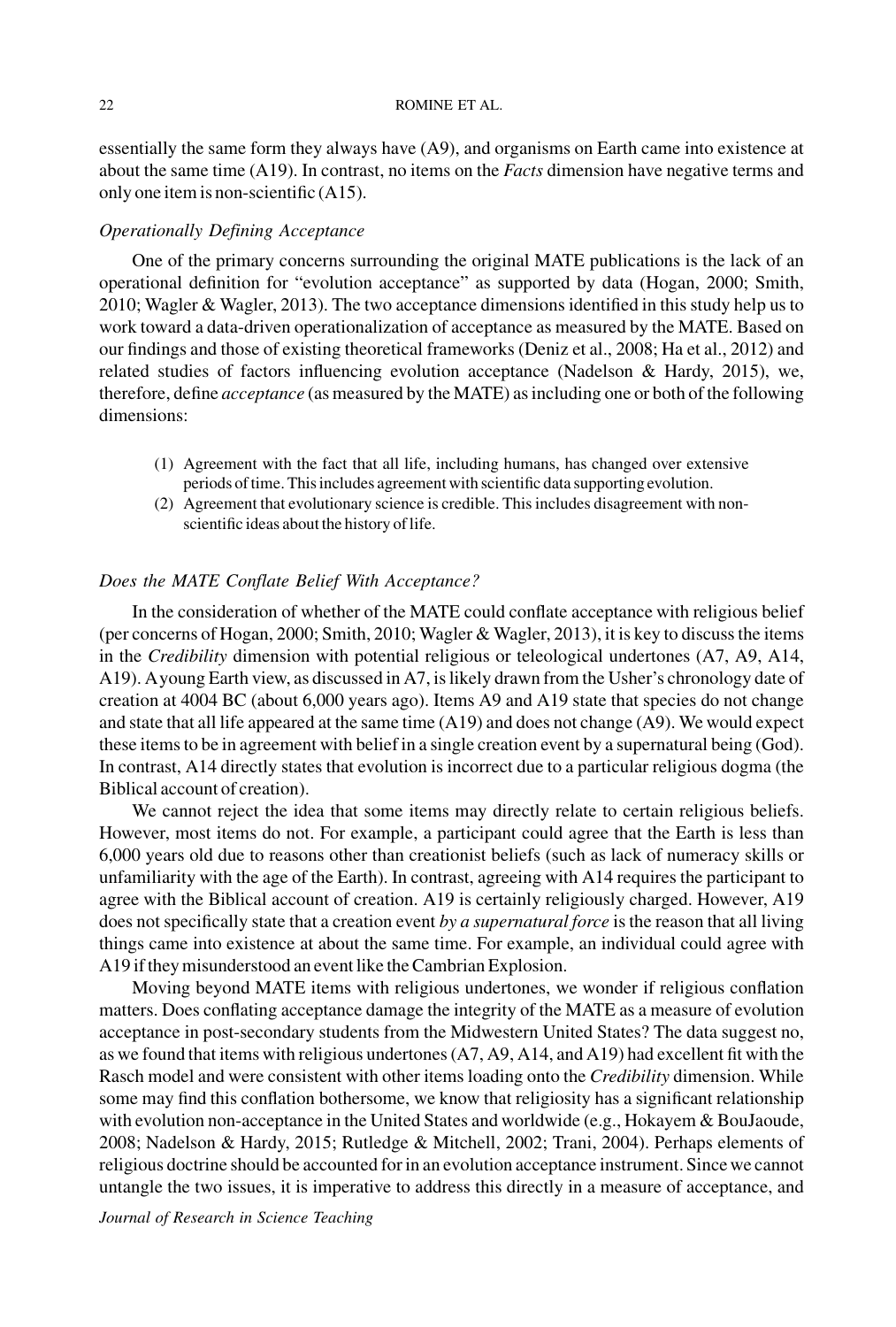essentially the same form they always have (A9), and organisms on Earth came into existence at about the same time (A19). In contrast, no items on the *Facts* dimension have negative terms and only one item is non-scientific (A15).

### *Operationally Defining Acceptance*

One of the primary concerns surrounding the original MATE publications is the lack of an operational definition for "evolution acceptance" as supported by data (Hogan, 2000; Smith, 2010; Wagler & Wagler, 2013). The two acceptance dimensions identified in this study help us to work toward a data-driven operationalization of acceptance as measured by the MATE. Based on our findings and those of existing theoretical frameworks (Deniz et al., 2008; Ha et al., 2012) and related studies of factors influencing evolution acceptance (Nadelson & Hardy, 2015), we, therefore, define *acceptance* (as measured by the MATE) as including one or both of the following dimensions:

(1) Agreement with the fact that all life, including humans, has changed over extensive periods of time. This includes agreement with scientific data supporting evolution.
(2) Agreement that evolutionary science is credible. This includes disagreement with non-scientific ideas about the history of life.

### *Does the MATE Conflate Belief With Acceptance?*

In the consideration of whether of the MATE could conflate acceptance with religious belief (per concerns of Hogan, 2000; Smith, 2010; Wagler & Wagler, 2013), it is key to discuss the items in the *Credibility* dimension with potential religious or teleological undertones (A7, A9, A14, A19). A young Earth view, as discussed in A7, is likely drawn from the Usher's chronology date of creation at 4004 BC (about 6,000 years ago). Items A9 and A19 state that species do not change and state that all life appeared at the same time (A19) and does not change (A9). We would expect these items to be in agreement with belief in a single creation event by a supernatural being (God). In contrast, A14 directly states that evolution is incorrect due to a particular religious dogma (the Biblical account of creation).

We cannot reject the idea that some items may directly relate to certain religious beliefs. However, most items do not. For example, a participant could agree that the Earth is less than 6,000 years old due to reasons other than creationist beliefs (such as lack of numeracy skills or unfamiliarity with the age of the Earth). In contrast, agreeing with A14 requires the participant to agree with the Biblical account of creation. A19 is certainly religiously charged. However, A19 does not specifically state that a creation event *by a supernatural force* is the reason that all living things came into existence at about the same time. For example, an individual could agree with A19 if they misunderstood an event like the Cambrian Explosion.

Moving beyond MATE items with religious undertones, we wonder if religious conflation matters. Does conflating acceptance damage the integrity of the MATE as a measure of evolution acceptance in post-secondary students from the Midwestern United States? The data suggest no, as we found that items with religious undertones (A7, A9, A14, and A19) had excellent fit with the Rasch model and were consistent with other items loading onto the *Credibility* dimension. While some may find this conflation bothersome, we know that religiosity has a significant relationship with evolution non-acceptance in the United States and worldwide (e.g., Hokayem & BouJaoude, 2008; Nadelson & Hardy, 2015; Rutledge & Mitchell, 2002; Trani, 2004). Perhaps elements of religious doctrine should be accounted for in an evolution acceptance instrument. Since we cannot untangle the two issues, it is imperative to address this directly in a measure of acceptance, and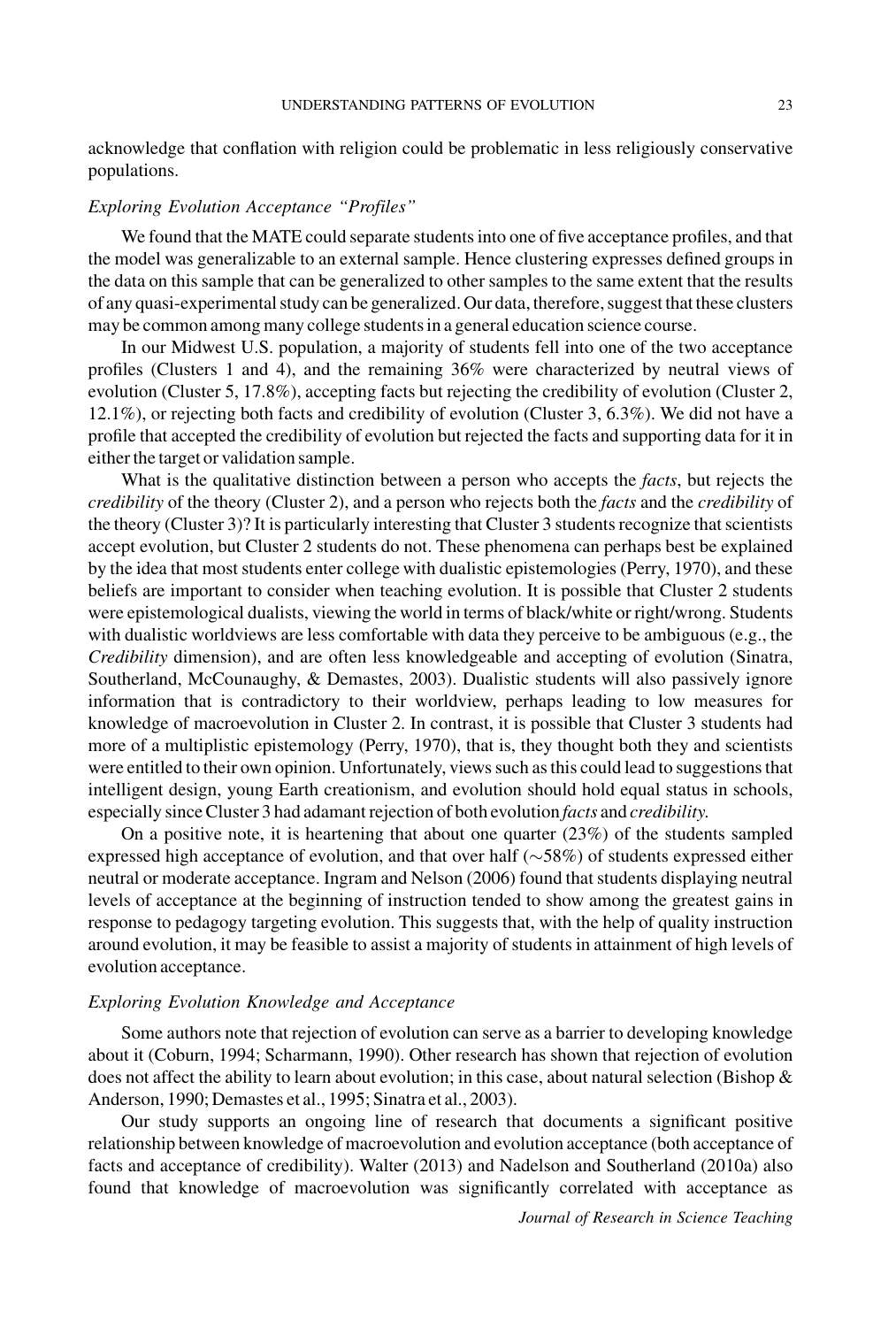acknowledge that conflation with religion could be problematic in less religiously conservative populations.

### *Exploring Evolution Acceptance "Profiles"*

We found that the MATE could separate students into one of five acceptance profiles, and that the model was generalizable to an external sample. Hence clustering expresses defined groups in the data on this sample that can be generalized to other samples to the same extent that the results of any quasi-experimental study can be generalized. Our data, therefore, suggest that these clusters may be common among many college students in a general education science course.

In our Midwest U.S. population, a majority of students fell into one of the two acceptance profiles (Clusters 1 and 4), and the remaining 36% were characterized by neutral views of evolution (Cluster 5, 17.8%), accepting facts but rejecting the credibility of evolution (Cluster 2, 12.1%), or rejecting both facts and credibility of evolution (Cluster 3, 6.3%). We did not have a profile that accepted the credibility of evolution but rejected the facts and supporting data for it in either the target or validation sample.

What is the qualitative distinction between a person who accepts the *facts*, but rejects the *credibility* of the theory (Cluster 2), and a person who rejects both the *facts* and the *credibility* of the theory (Cluster 3)? It is particularly interesting that Cluster 3 students recognize that scientists accept evolution, but Cluster 2 students do not. These phenomena can perhaps best be explained by the idea that most students enter college with dualistic epistemologies (Perry, 1970), and these beliefs are important to consider when teaching evolution. It is possible that Cluster 2 students were epistemological dualists, viewing the world in terms of black/white or right/wrong. Students with dualistic worldviews are less comfortable with data they perceive to be ambiguous (e.g., the *Credibility* dimension), and are often less knowledgeable and accepting of evolution (Sinatra, Southerland, McCounaughy, & Demastes, 2003). Dualistic students will also passively ignore information that is contradictory to their worldview, perhaps leading to low measures for knowledge of macroevolution in Cluster 2. In contrast, it is possible that Cluster 3 students had more of a multiplistic epistemology (Perry, 1970), that is, they thought both they and scientists were entitled to their own opinion. Unfortunately, views such as this could lead to suggestions that intelligent design, young Earth creationism, and evolution should hold equal status in schools, especially since Cluster 3 had adamant rejection of both evolution *facts* and *credibility.*

On a positive note, it is heartening that about one quarter (23%) of the students sampled expressed high acceptance of evolution, and that over half (~58%) of students expressed either neutral or moderate acceptance. Ingram and Nelson (2006) found that students displaying neutral levels of acceptance at the beginning of instruction tended to show among the greatest gains in response to pedagogy targeting evolution. This suggests that, with the help of quality instruction around evolution, it may be feasible to assist a majority of students in attainment of high levels of evolution acceptance.

### *Exploring Evolution Knowledge and Acceptance*

Some authors note that rejection of evolution can serve as a barrier to developing knowledge about it (Coburn, 1994; Scharmann, 1990). Other research has shown that rejection of evolution does not affect the ability to learn about evolution; in this case, about natural selection (Bishop & Anderson, 1990; Demastes et al., 1995; Sinatra et al., 2003).

Our study supports an ongoing line of research that documents a significant positive relationship between knowledge of macroevolution and evolution acceptance (both acceptance of facts and acceptance of credibility). Walter (2013) and Nadelson and Southerland (2010a) also found that knowledge of macroevolution was significantly correlated with acceptance as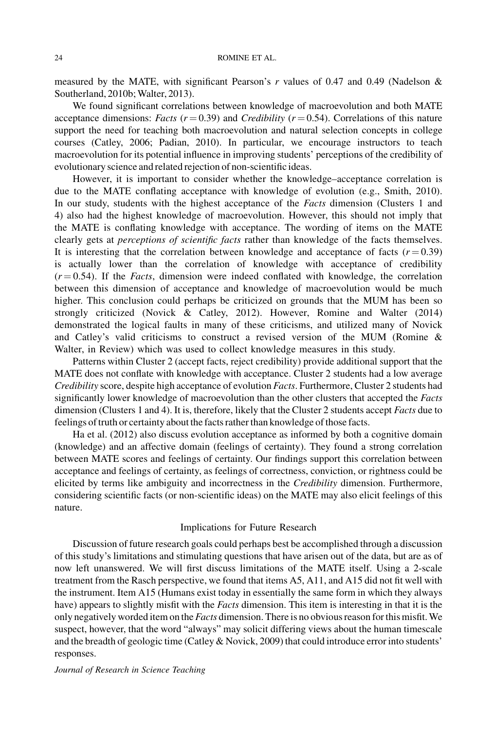measured by the MATE, with significant Pearson's $r$ values of 0.47 and 0.49 (Nadelson & Southerland, 2010b; Walter, 2013).

We found significant correlations between knowledge of macroevolution and both MATE acceptance dimensions: *Facts* ($r = 0.39$) and *Credibility* ($r = 0.54$). Correlations of this nature support the need for teaching both macroevolution and natural selection concepts in college courses (Catley, 2006; Padian, 2010). In particular, we encourage instructors to teach macroevolution for its potential influence in improving students' perceptions of the credibility of evolutionary science and related rejection of non-scientific ideas.

However, it is important to consider whether the knowledge–acceptance correlation is due to the MATE conflating acceptance with knowledge of evolution (e.g., Smith, 2010). In our study, students with the highest acceptance of the *Facts* dimension (Clusters 1 and 4) also had the highest knowledge of macroevolution. However, this should not imply that the MATE is conflating knowledge with acceptance. The wording of items on the MATE clearly gets at *perceptions of scientific facts* rather than knowledge of the facts themselves. It is interesting that the correlation between knowledge and acceptance of facts ($r = 0.39$) is actually lower than the correlation of knowledge with acceptance of credibility ($r = 0.54$). If the *Facts*, dimension were indeed conflated with knowledge, the correlation between this dimension of acceptance and knowledge of macroevolution would be much higher. This conclusion could perhaps be criticized on grounds that the MUM has been so strongly criticized (Novick & Catley, 2012). However, Romine and Walter (2014) demonstrated the logical faults in many of these criticisms, and utilized many of Novick and Catley's valid criticisms to construct a revised version of the MUM (Romine & Walter, in Review) which was used to collect knowledge measures in this study.

Patterns within Cluster 2 (accept facts, reject credibility) provide additional support that the MATE does not conflate with knowledge with acceptance. Cluster 2 students had a low average *Credibility* score, despite high acceptance of evolution *Facts*. Furthermore, Cluster 2 students had significantly lower knowledge of macroevolution than the other clusters that accepted the *Facts* dimension (Clusters 1 and 4). It is, therefore, likely that the Cluster 2 students accept *Facts* due to feelings of truth or certainty about the facts rather than knowledge of those facts.

Ha et al. (2012) also discuss evolution acceptance as informed by both a cognitive domain (knowledge) and an affective domain (feelings of certainty). They found a strong correlation between MATE scores and feelings of certainty. Our findings support this correlation between acceptance and feelings of certainty, as feelings of correctness, conviction, or rightness could be elicited by terms like ambiguity and incorrectness in the *Credibility* dimension. Furthermore, considering scientific facts (or non-scientific ideas) on the MATE may also elicit feelings of this nature.

## Implications for Future Research

Discussion of future research goals could perhaps best be accomplished through a discussion of this study's limitations and stimulating questions that have arisen out of the data, but are as of now left unanswered. We will first discuss limitations of the MATE itself. Using a 2-scale treatment from the Rasch perspective, we found that items A5, A11, and A15 did not fit well with the instrument. Item A15 (Humans exist today in essentially the same form in which they always have) appears to slightly misfit with the *Facts* dimension. This item is interesting in that it is the only negatively worded item on the *Facts* dimension. There is no obvious reason for this misfit. We suspect, however, that the word "always" may solicit differing views about the human timescale and the breadth of geologic time (Catley & Novick, 2009) that could introduce error into students' responses.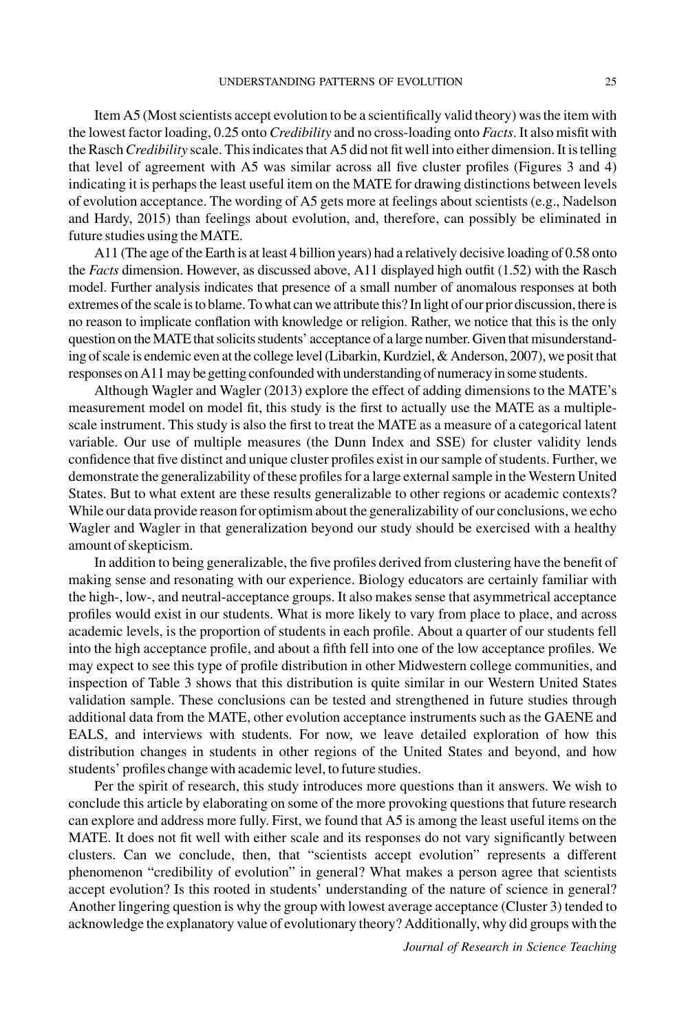Item A5 (Most scientists accept evolution to be a scientifically valid theory) was the item with the lowest factor loading, 0.25 onto *Credibility* and no cross-loading onto *Facts*. It also misfit with the Rasch *Credibility* scale. This indicates that A5 did not fit well into either dimension. It is telling that level of agreement with A5 was similar across all five cluster profiles (Figures 3 and 4) indicating it is perhaps the least useful item on the MATE for drawing distinctions between levels of evolution acceptance. The wording of A5 gets more at feelings about scientists (e.g., Nadelson and Hardy, 2015) than feelings about evolution, and, therefore, can possibly be eliminated in future studies using the MATE.

A11 (The age of the Earth is at least 4 billion years) had a relatively decisive loading of 0.58 onto the *Facts* dimension. However, as discussed above, A11 displayed high outfit (1.52) with the Rasch model. Further analysis indicates that presence of a small number of anomalous responses at both extremes of the scale is to blame. To what can we attribute this? In light of our prior discussion, there is no reason to implicate conflation with knowledge or religion. Rather, we notice that this is the only question on the MATE that solicits students' acceptance of a large number. Given that misunderstanding of scale is endemic even at the college level (Libarkin, Kurdziel, & Anderson, 2007), we posit that responses on A11 may be getting confounded with understanding of numeracy in some students.

Although Wagler and Wagler (2013) explore the effect of adding dimensions to the MATE's measurement model on model fit, this study is the first to actually use the MATE as a multiple-scale instrument. This study is also the first to treat the MATE as a measure of a categorical latent variable. Our use of multiple measures (the Dunn Index and SSE) for cluster validity lends confidence that five distinct and unique cluster profiles exist in our sample of students. Further, we demonstrate the generalizability of these profiles for a large external sample in the Western United States. But to what extent are these results generalizable to other regions or academic contexts? While our data provide reason for optimism about the generalizability of our conclusions, we echo Wagler and Wagler in that generalization beyond our study should be exercised with a healthy amount of skepticism.

In addition to being generalizable, the five profiles derived from clustering have the benefit of making sense and resonating with our experience. Biology educators are certainly familiar with the high-, low-, and neutral-acceptance groups. It also makes sense that asymmetrical acceptance profiles would exist in our students. What is more likely to vary from place to place, and across academic levels, is the proportion of students in each profile. About a quarter of our students fell into the high acceptance profile, and about a fifth fell into one of the low acceptance profiles. We may expect to see this type of profile distribution in other Midwestern college communities, and inspection of Table 3 shows that this distribution is quite similar in our Western United States validation sample. These conclusions can be tested and strengthened in future studies through additional data from the MATE, other evolution acceptance instruments such as the GAENE and EALS, and interviews with students. For now, we leave detailed exploration of how this distribution changes in students in other regions of the United States and beyond, and how students' profiles change with academic level, to future studies.

Per the spirit of research, this study introduces more questions than it answers. We wish to conclude this article by elaborating on some of the more provoking questions that future research can explore and address more fully. First, we found that A5 is among the least useful items on the MATE. It does not fit well with either scale and its responses do not vary significantly between clusters. Can we conclude, then, that "scientists accept evolution" represents a different phenomenon "credibility of evolution" in general? What makes a person agree that scientists accept evolution? Is this rooted in students' understanding of the nature of science in general? Another lingering question is why the group with lowest average acceptance (Cluster 3) tended to acknowledge the explanatory value of evolutionary theory? Additionally, why did groups with the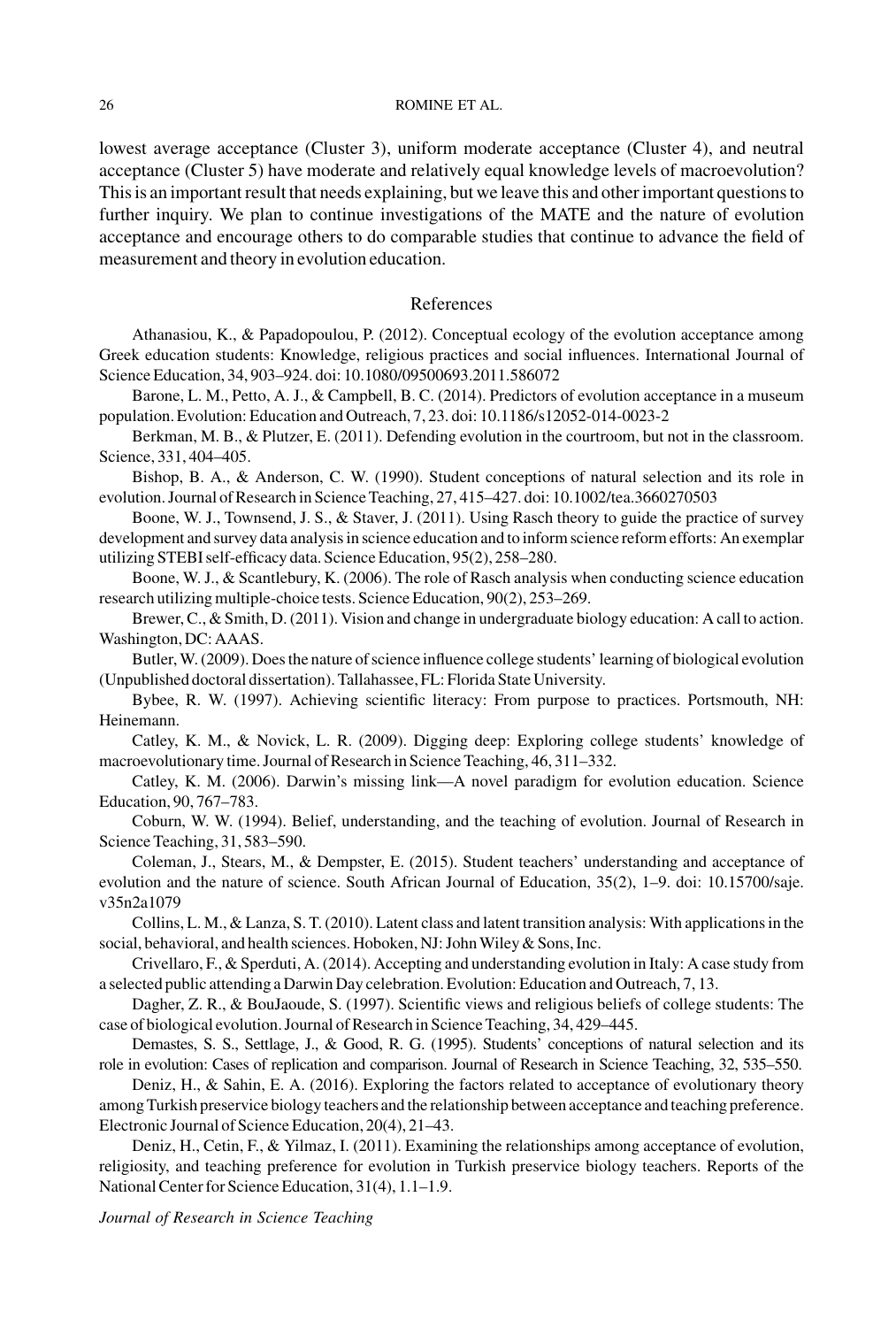lowest average acceptance (Cluster 3), uniform moderate acceptance (Cluster 4), and neutral acceptance (Cluster 5) have moderate and relatively equal knowledge levels of macroevolution? This is an important result that needs explaining, but we leave this and other important questions to further inquiry. We plan to continue investigations of the MATE and the nature of evolution acceptance and encourage others to do comparable studies that continue to advance the field of measurement and theory in evolution education.

## References

Athanasiou, K., & Papadopoulou, P. (2012). Conceptual ecology of the evolution acceptance among Greek education students: Knowledge, religious practices and social influences. International Journal of Science Education, 34, 903–924. doi: 10.1080/09500693.2011.586072

Barone, L. M., Petto, A. J., & Campbell, B. C. (2014). Predictors of evolution acceptance in a museum population. Evolution: Education and Outreach, 7, 23. doi: 10.1186/s12052-014-0023-2

Berkman, M. B., & Plutzer, E. (2011). Defending evolution in the courtroom, but not in the classroom. Science, 331, 404–405.

Bishop, B. A., & Anderson, C. W. (1990). Student conceptions of natural selection and its role in evolution. Journal of Research in Science Teaching, 27, 415–427. doi: 10.1002/tea.3660270503

Boone, W. J., Townsend, J. S., & Staver, J. (2011). Using Rasch theory to guide the practice of survey development and survey data analysis in science education and to inform science reform efforts: An exemplar utilizing STEBI self-efficacy data. Science Education, 95(2), 258–280.

Boone, W. J., & Scantlebury, K. (2006). The role of Rasch analysis when conducting science education research utilizing multiple-choice tests. Science Education, 90(2), 253–269.

Brewer, C., & Smith, D. (2011). Vision and change in undergraduate biology education: A call to action. Washington, DC: AAAS.

Butler, W. (2009). Does the nature of science influence college students' learning of biological evolution (Unpublished doctoral dissertation). Tallahassee, FL: Florida State University.

Bybee, R. W. (1997). Achieving scientific literacy: From purpose to practices. Portsmouth, NH: Heinemann.

Catley, K. M., & Novick, L. R. (2009). Digging deep: Exploring college students' knowledge of macroevolutionary time. Journal of Research in Science Teaching, 46, 311–332.

Catley, K. M. (2006). Darwin's missing link—A novel paradigm for evolution education. Science Education, 90, 767–783.

Coburn, W. W. (1994). Belief, understanding, and the teaching of evolution. Journal of Research in Science Teaching, 31, 583–590.

Coleman, J., Stears, M., & Dempster, E. (2015). Student teachers' understanding and acceptance of evolution and the nature of science. South African Journal of Education, 35(2), 1–9. doi: 10.15700/saje.v35n2a1079

Collins, L. M., & Lanza, S. T. (2010). Latent class and latent transition analysis: With applications in the social, behavioral, and health sciences. Hoboken, NJ: John Wiley & Sons, Inc.

Crivellaro, F., & Sperduti, A. (2014). Accepting and understanding evolution in Italy: A case study from a selected public attending a Darwin Day celebration. Evolution: Education and Outreach, 7, 13.

Dagher, Z. R., & BouJaoude, S. (1997). Scientific views and religious beliefs of college students: The case of biological evolution. Journal of Research in Science Teaching, 34, 429–445.

Demastes, S. S., Settlage, J., & Good, R. G. (1995). Students' conceptions of natural selection and its role in evolution: Cases of replication and comparison. Journal of Research in Science Teaching, 32, 535–550.

Deniz, H., & Sahin, E. A. (2016). Exploring the factors related to acceptance of evolutionary theory among Turkish preservice biology teachers and the relationship between acceptance and teaching preference. Electronic Journal of Science Education, 20(4), 21–43.

Deniz, H., Cetin, F., & Yilmaz, I. (2011). Examining the relationships among acceptance of evolution, religiosity, and teaching preference for evolution in Turkish preservice biology teachers. Reports of the National Center for Science Education, 31(4), 1.1–1.9.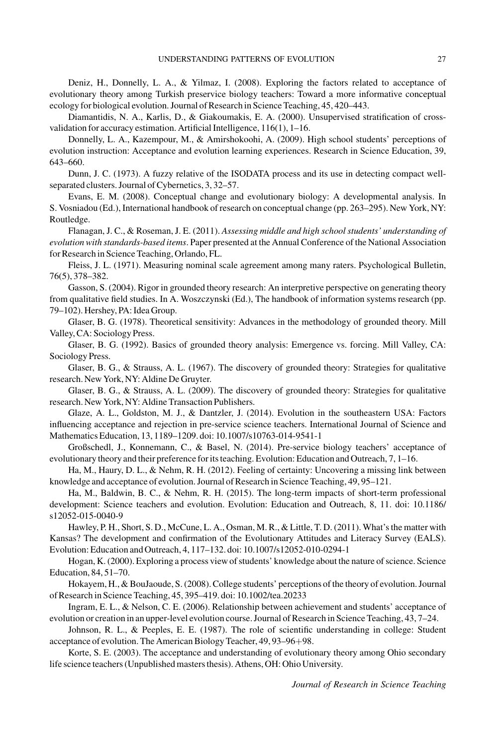Deniz, H., Donnelly, L. A., & Yilmaz, I. (2008). Exploring the factors related to acceptance of evolutionary theory among Turkish preservice biology teachers: Toward a more informative conceptual ecology for biological evolution. Journal of Research in Science Teaching, 45, 420–443.

Diamantidis, N. A., Karlis, D., & Giakoumakis, E. A. (2000). Unsupervised stratification of cross-validation for accuracy estimation. Artificial Intelligence, 116(1), 1–16.

Donnelly, L. A., Kazempour, M., & Amirshokoohi, A. (2009). High school students' perceptions of evolution instruction: Acceptance and evolution learning experiences. Research in Science Education, 39, 643–660.

Dunn, J. C. (1973). A fuzzy relative of the ISODATA process and its use in detecting compact well-separated clusters. Journal of Cybernetics, 3, 32–57.

Evans, E. M. (2008). Conceptual change and evolutionary biology: A developmental analysis. In S. Vosniadou (Ed.), International handbook of research on conceptual change (pp. 263–295). New York, NY: Routledge.

Flanagan, J. C., & Roseman, J. E. (2011). *Assessing middle and high school students' understanding of evolution with standards-based items*. Paper presented at the Annual Conference of the National Association for Research in Science Teaching, Orlando, FL.

Fleiss, J. L. (1971). Measuring nominal scale agreement among many raters. Psychological Bulletin, 76(5), 378–382.

Gasson, S. (2004). Rigor in grounded theory research: An interpretive perspective on generating theory from qualitative field studies. In A. Woszczynski (Ed.), The handbook of information systems research (pp. 79–102). Hershey, PA: Idea Group.

Glaser, B. G. (1978). Theoretical sensitivity: Advances in the methodology of grounded theory. Mill Valley, CA: Sociology Press.

Glaser, B. G. (1992). Basics of grounded theory analysis: Emergence vs. forcing. Mill Valley, CA: Sociology Press.

Glaser, B. G., & Strauss, A. L. (1967). The discovery of grounded theory: Strategies for qualitative research. New York, NY: Aldine De Gruyter.

Glaser, B. G., & Strauss, A. L. (2009). The discovery of grounded theory: Strategies for qualitative research. New York, NY: Aldine Transaction Publishers.

Glaze, A. L., Goldston, M. J., & Dantzler, J. (2014). Evolution in the southeastern USA: Factors influencing acceptance and rejection in pre-service science teachers. International Journal of Science and Mathematics Education, 13, 1189–1209. doi: 10.1007/s10763-014-9541-1

Großschedl, J., Konnemann, C., & Basel, N. (2014). Pre-service biology teachers' acceptance of evolutionary theory and their preference for its teaching. Evolution: Education and Outreach, 7, 1–16.

Ha, M., Haury, D. L., & Nehm, R. H. (2012). Feeling of certainty: Uncovering a missing link between knowledge and acceptance of evolution. Journal of Research in Science Teaching, 49, 95–121.

Ha, M., Baldwin, B. C., & Nehm, R. H. (2015). The long-term impacts of short-term professional development: Science teachers and evolution. Evolution: Education and Outreach, 8, 11. doi: 10.1186/s12052-015-0040-9

Hawley, P. H., Short, S. D., McCune, L. A., Osman, M. R., & Little, T. D. (2011). What's the matter with Kansas? The development and confirmation of the Evolutionary Attitudes and Literacy Survey (EALS). Evolution: Education and Outreach, 4, 117–132. doi: 10.1007/s12052-010-0294-1

Hogan, K. (2000). Exploring a process view of students' knowledge about the nature of science. Science Education, 84, 51–70.

Hokayem, H., & BouJaoude, S. (2008). College students' perceptions of the theory of evolution. Journal of Research in Science Teaching, 45, 395–419. doi: 10.1002/tea.20233

Ingram, E. L., & Nelson, C. E. (2006). Relationship between achievement and students' acceptance of evolution or creation in an upper-level evolution course. Journal of Research in Science Teaching, 43, 7–24.

Johnson, R. L., & Peeples, E. E. (1987). The role of scientific understanding in college: Student acceptance of evolution. The American Biology Teacher, 49, 93–96+98.

Korte, S. E. (2003). The acceptance and understanding of evolutionary theory among Ohio secondary life science teachers (Unpublished masters thesis). Athens, OH: Ohio University.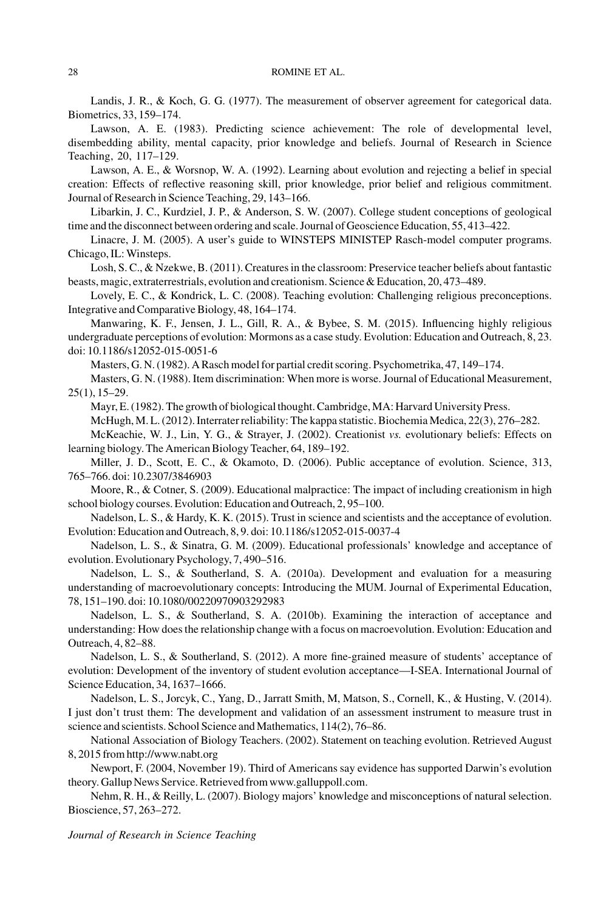Landis, J. R., & Koch, G. G. (1977). The measurement of observer agreement for categorical data. Biometrics, 33, 159–174.

Lawson, A. E. (1983). Predicting science achievement: The role of developmental level, disembedding ability, mental capacity, prior knowledge and beliefs. Journal of Research in Science Teaching, 20, 117–129.

Lawson, A. E., & Worsnop, W. A. (1992). Learning about evolution and rejecting a belief in special creation: Effects of reflective reasoning skill, prior knowledge, prior belief and religious commitment. Journal of Research in Science Teaching, 29, 143–166.

Libarkin, J. C., Kurdziel, J. P., & Anderson, S. W. (2007). College student conceptions of geological time and the disconnect between ordering and scale. Journal of Geoscience Education, 55, 413–422.

Linacre, J. M. (2005). A user's guide to WINSTEPS MINISTEP Rasch-model computer programs. Chicago, IL: Winsteps.

Losh, S. C., & Nzekwe, B. (2011). Creatures in the classroom: Preservice teacher beliefs about fantastic beasts, magic, extraterrestrials, evolution and creationism. Science & Education, 20, 473–489.

Lovely, E. C., & Kondrick, L. C. (2008). Teaching evolution: Challenging religious preconceptions. Integrative and Comparative Biology, 48, 164–174.

Manwaring, K. F., Jensen, J. L., Gill, R. A., & Bybee, S. M. (2015). Influencing highly religious undergraduate perceptions of evolution: Mormons as a case study. Evolution: Education and Outreach, 8, 23. doi: 10.1186/s12052-015-0051-6

Masters, G. N. (1982). A Rasch model for partial credit scoring. Psychometrika, 47, 149–174.

Masters, G. N. (1988). Item discrimination: When more is worse. Journal of Educational Measurement, 25(1), 15–29.

Mayr, E. (1982). The growth of biological thought. Cambridge, MA: Harvard University Press.

McHugh, M. L. (2012). Interrater reliability: The kappa statistic. Biochemia Medica, 22(3), 276–282.

McKeachie, W. J., Lin, Y. G., & Strayer, J. (2002). Creationist *vs.* evolutionary beliefs: Effects on learning biology. The American Biology Teacher, 64, 189–192.

Miller, J. D., Scott, E. C., & Okamoto, D. (2006). Public acceptance of evolution. Science, 313, 765–766. doi: 10.2307/3846903

Moore, R., & Cotner, S. (2009). Educational malpractice: The impact of including creationism in high school biology courses. Evolution: Education and Outreach, 2, 95–100.

Nadelson, L. S., & Hardy, K. K. (2015). Trust in science and scientists and the acceptance of evolution. Evolution: Education and Outreach, 8, 9. doi: 10.1186/s12052-015-0037-4

Nadelson, L. S., & Sinatra, G. M. (2009). Educational professionals' knowledge and acceptance of evolution. Evolutionary Psychology, 7, 490–516.

Nadelson, L. S., & Southerland, S. A. (2010a). Development and evaluation for a measuring understanding of macroevolutionary concepts: Introducing the MUM. Journal of Experimental Education, 78, 151–190. doi: 10.1080/00220970903292983

Nadelson, L. S., & Southerland, S. A. (2010b). Examining the interaction of acceptance and understanding: How does the relationship change with a focus on macroevolution. Evolution: Education and Outreach, 4, 82–88.

Nadelson, L. S., & Southerland, S. (2012). A more fine-grained measure of students' acceptance of evolution: Development of the inventory of student evolution acceptance—I-SEA. International Journal of Science Education, 34, 1637–1666.

Nadelson, L. S., Jorcyk, C., Yang, D., Jarratt Smith, M, Matson, S., Cornell, K., & Husting, V. (2014). I just don't trust them: The development and validation of an assessment instrument to measure trust in science and scientists. School Science and Mathematics, 114(2), 76–86.

National Association of Biology Teachers. (2002). Statement on teaching evolution. Retrieved August 8, 2015 from http://www.nabt.org

Newport, F. (2004, November 19). Third of Americans say evidence has supported Darwin's evolution theory. Gallup News Service. Retrieved from www.galluppoll.com.

Nehm, R. H., & Reilly, L. (2007). Biology majors' knowledge and misconceptions of natural selection. Bioscience, 57, 263–272.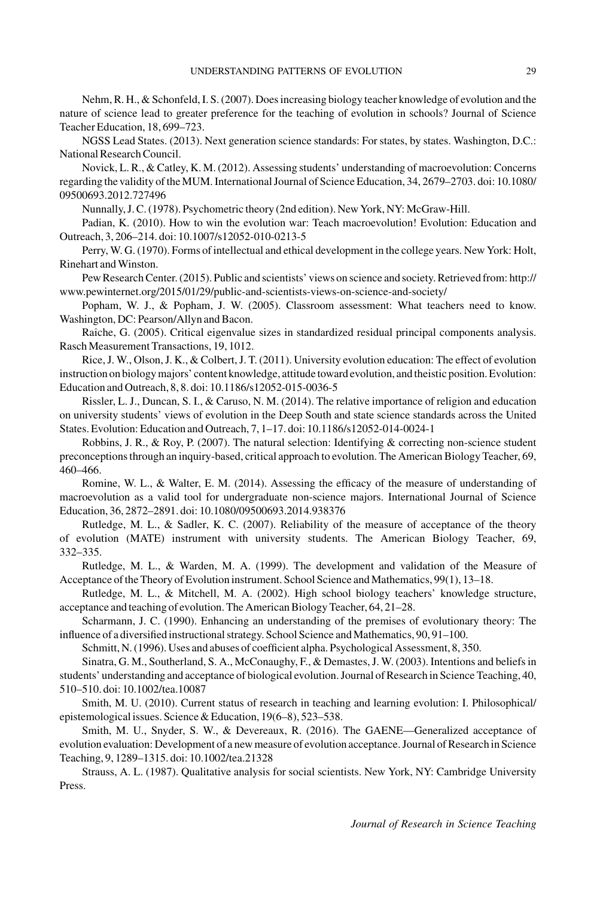Nehm, R. H., & Schonfeld, I. S. (2007). Does increasing biology teacher knowledge of evolution and the nature of science lead to greater preference for the teaching of evolution in schools? Journal of Science Teacher Education, 18, 699–723.

NGSS Lead States. (2013). Next generation science standards: For states, by states. Washington, D.C.: National Research Council.

Novick, L. R., & Catley, K. M. (2012). Assessing students' understanding of macroevolution: Concerns regarding the validity of the MUM. International Journal of Science Education, 34, 2679–2703. doi: 10.1080/09500693.2012.727496

Nunnally, J. C. (1978). Psychometric theory (2nd edition). New York, NY: McGraw-Hill.

Padian, K. (2010). How to win the evolution war: Teach macroevolution! Evolution: Education and Outreach, 3, 206–214. doi: 10.1007/s12052-010-0213-5

Perry, W. G. (1970). Forms of intellectual and ethical development in the college years. New York: Holt, Rinehart and Winston.

Pew Research Center. (2015). Public and scientists' views on science and society. Retrieved from: http://www.pewinternet.org/2015/01/29/public-and-scientists-views-on-science-and-society/

Popham, W. J., & Popham, J. W. (2005). Classroom assessment: What teachers need to know. Washington, DC: Pearson/Allyn and Bacon.

Raîche, G. (2005). Critical eigenvalue sizes in standardized residual principal components analysis. Rasch Measurement Transactions, 19, 1012.

Rice, J. W., Olson, J. K., & Colbert, J. T. (2011). University evolution education: The effect of evolution instruction on biology majors' content knowledge, attitude toward evolution, and theistic position. Evolution: Education and Outreach, 8, 8. doi: 10.1186/s12052-015-0036-5

Rissler, L. J., Duncan, S. I., & Caruso, N. M. (2014). The relative importance of religion and education on university students' views of evolution in the Deep South and state science standards across the United States. Evolution: Education and Outreach, 7, 1–17. doi: 10.1186/s12052-014-0024-1

Robbins, J. R., & Roy, P. (2007). The natural selection: Identifying & correcting non-science student preconceptions through an inquiry-based, critical approach to evolution. The American Biology Teacher, 69, 460–466.

Romine, W. L., & Walter, E. M. (2014). Assessing the efficacy of the measure of understanding of macroevolution as a valid tool for undergraduate non-science majors. International Journal of Science Education, 36, 2872–2891. doi: 10.1080/09500693.2014.938376

Rutledge, M. L., & Sadler, K. C. (2007). Reliability of the measure of acceptance of the theory of evolution (MATE) instrument with university students. The American Biology Teacher, 69, 332–335.

Rutledge, M. L., & Warden, M. A. (1999). The development and validation of the Measure of Acceptance of the Theory of Evolution instrument. School Science and Mathematics, 99(1), 13–18.

Rutledge, M. L., & Mitchell, M. A. (2002). High school biology teachers' knowledge structure, acceptance and teaching of evolution. The American Biology Teacher, 64, 21–28.

Scharmann, J. C. (1990). Enhancing an understanding of the premises of evolutionary theory: The influence of a diversified instructional strategy. School Science and Mathematics, 90, 91–100.

Schmitt, N. (1996). Uses and abuses of coefficient alpha. Psychological Assessment, 8, 350.

Sinatra, G. M., Southerland, S. A., McConaughy, F., & Demastes, J. W. (2003). Intentions and beliefs in students' understanding and acceptance of biological evolution. Journal of Research in Science Teaching, 40, 510–510. doi: 10.1002/tea.10087

Smith, M. U. (2010). Current status of research in teaching and learning evolution: I. Philosophical/epistemological issues. Science & Education, 19(6–8), 523–538.

Smith, M. U., Snyder, S. W., & Devereaux, R. (2016). The GAENE—Generalized acceptance of evolution evaluation: Development of a new measure of evolution acceptance. Journal of Research in Science Teaching, 9, 1289–1315. doi: 10.1002/tea.21328

Strauss, A. L. (1987). Qualitative analysis for social scientists. New York, NY: Cambridge University Press.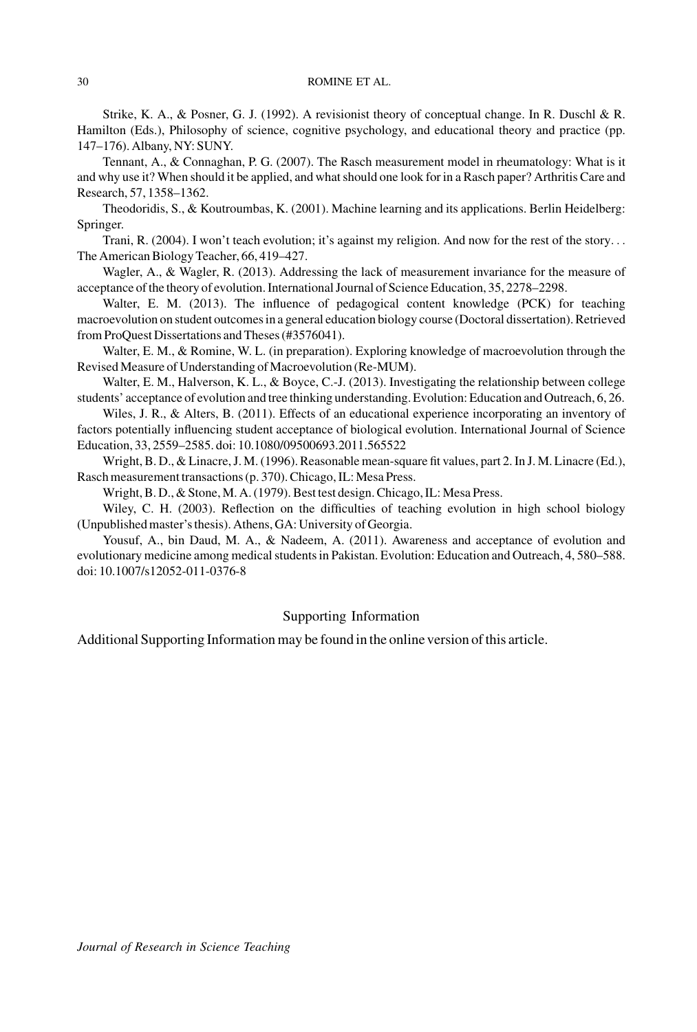Strike, K. A., & Posner, G. J. (1992). A revisionist theory of conceptual change. In R. Duschl & R. Hamilton (Eds.), Philosophy of science, cognitive psychology, and educational theory and practice (pp. 147–176). Albany, NY: SUNY.

Tennant, A., & Connaghan, P. G. (2007). The Rasch measurement model in rheumatology: What is it and why use it? When should it be applied, and what should one look for in a Rasch paper? Arthritis Care and Research, 57, 1358–1362.

Theodoridis, S., & Koutroumbas, K. (2001). Machine learning and its applications. Berlin Heidelberg: Springer.

Trani, R. (2004). I won't teach evolution; it's against my religion. And now for the rest of the story... The American Biology Teacher, 66, 419–427.

Wagler, A., & Wagler, R. (2013). Addressing the lack of measurement invariance for the measure of acceptance of the theory of evolution. International Journal of Science Education, 35, 2278–2298.

Walter, E. M. (2013). The influence of pedagogical content knowledge (PCK) for teaching macroevolution on student outcomes in a general education biology course (Doctoral dissertation). Retrieved from ProQuest Dissertations and Theses (#3576041).

Walter, E. M., & Romine, W. L. (in preparation). Exploring knowledge of macroevolution through the Revised Measure of Understanding of Macroevolution (Re-MUM).

Walter, E. M., Halverson, K. L., & Boyce, C.-J. (2013). Investigating the relationship between college students' acceptance of evolution and tree thinking understanding. Evolution: Education and Outreach, 6, 26.

Wiles, J. R., & Alters, B. (2011). Effects of an educational experience incorporating an inventory of factors potentially influencing student acceptance of biological evolution. International Journal of Science Education, 33, 2559–2585. doi: 10.1080/09500693.2011.565522

Wright, B. D., & Linacre, J. M. (1996). Reasonable mean-square fit values, part 2. In J. M. Linacre (Ed.), Rasch measurement transactions (p. 370). Chicago, IL: Mesa Press.

Wright, B. D., & Stone, M. A. (1979). Best test design. Chicago, IL: Mesa Press.

Wiley, C. H. (2003). Reflection on the difficulties of teaching evolution in high school biology (Unpublished master's thesis). Athens, GA: University of Georgia.

Yousuf, A., bin Daud, M. A., & Nadeem, A. (2011). Awareness and acceptance of evolution and evolutionary medicine among medical students in Pakistan. Evolution: Education and Outreach, 4, 580–588. doi: 10.1007/s12052-011-0376-8

## Supporting Information

Additional Supporting Information may be found in the online version of this article.